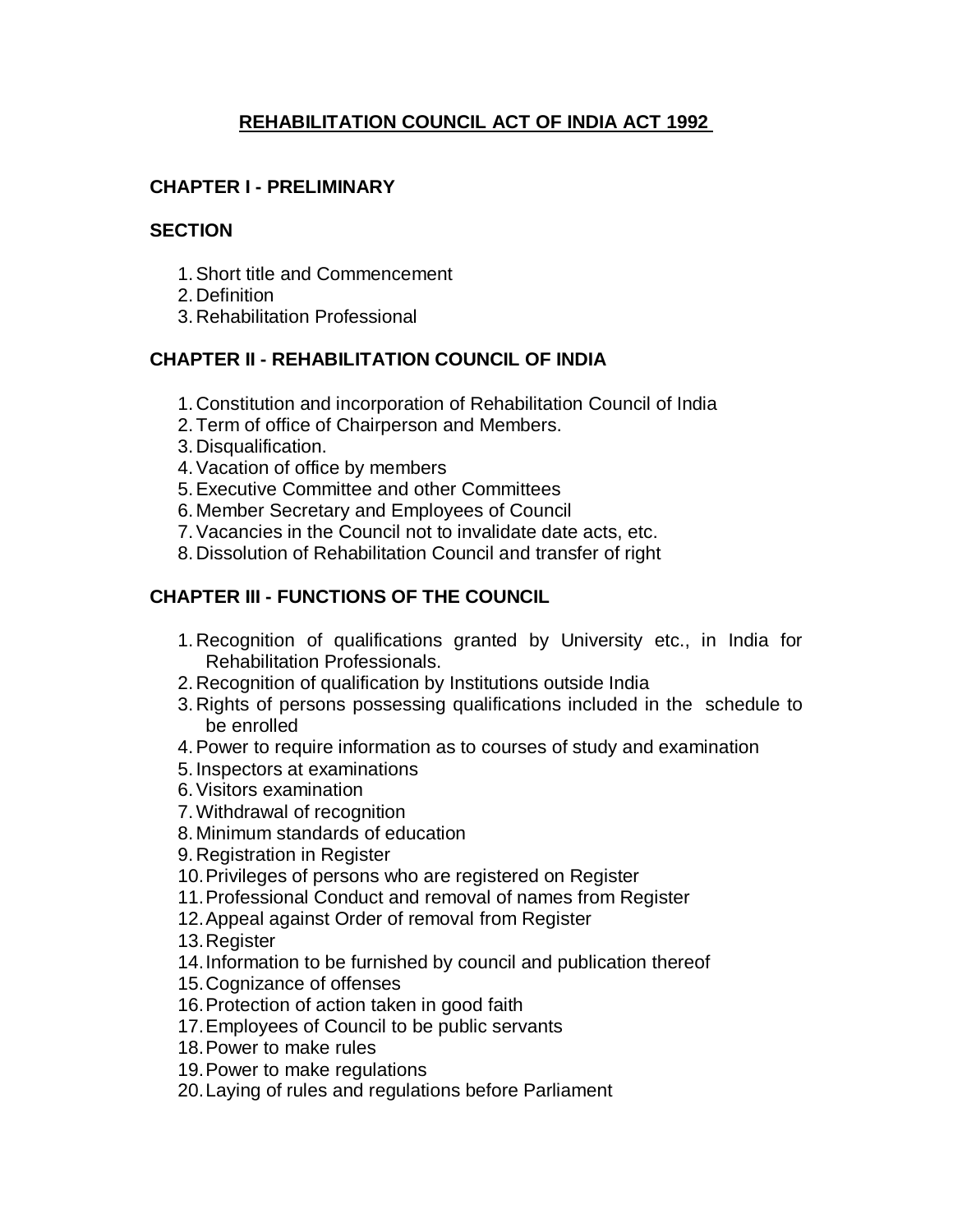# REHABILITATION COUNCIL ACT OF INDIA ACT 1992

## CHAPTER I - PRELIMINARY

### SECTION

1. Short title and Commencement
2. Definition
3. Rehabilitation Professional

## CHAPTER II - REHABILITATION COUNCIL OF INDIA

1. Constitution and incorporation of Rehabilitation Council of India
2. Term of office of Chairperson and Members.
3. Disqualification.
4. Vacation of office by members
5. Executive Committee and other Committees
6. Member Secretary and Employees of Council
7. Vacancies in the Council not to invalidate date acts, etc.
8. Dissolution of Rehabilitation Council and transfer of right

## CHAPTER III - FUNCTIONS OF THE COUNCIL

1. Recognition of qualifications granted by University etc., in India for Rehabilitation Professionals.
2. Recognition of qualification by Institutions outside India
3. Rights of persons possessing qualifications included in the schedule to be enrolled
4. Power to require information as to courses of study and examination
5. Inspectors at examinations
6. Visitors examination
7. Withdrawal of recognition
8. Minimum standards of education
9. Registration in Register
10. Privileges of persons who are registered on Register
11. Professional Conduct and removal of names from Register
12. Appeal against Order of removal from Register
13. Register
14. Information to be furnished by council and publication thereof
15. Cognizance of offenses
16. Protection of action taken in good faith
17. Employees of Council to be public servants
18. Power to make rules
19. Power to make regulations
20. Laying of rules and regulations before Parliament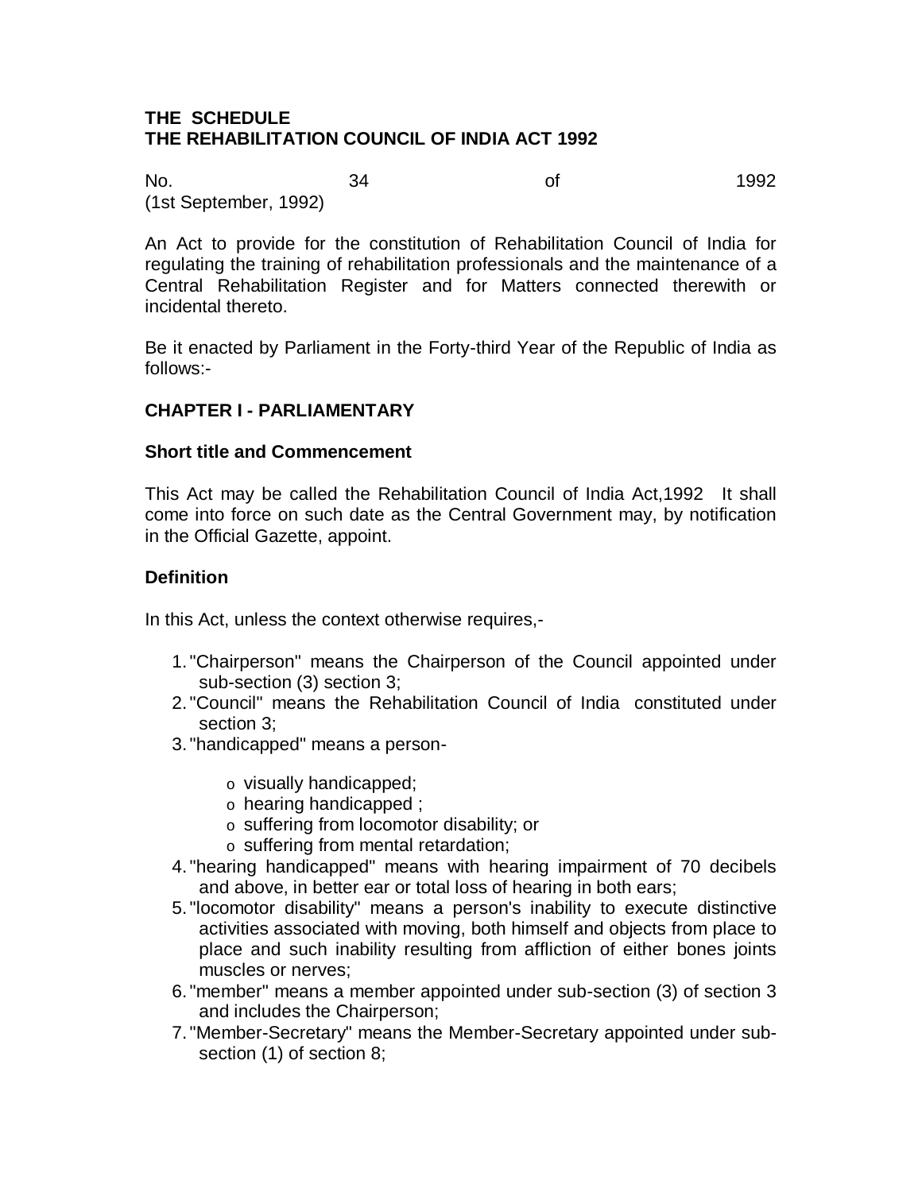**THE SCHEDULE**
**THE REHABILITATION COUNCIL OF INDIA ACT 1992**

No. 34 of 1992
(1st September, 1992)

An Act to provide for the constitution of Rehabilitation Council of India for regulating the training of rehabilitation professionals and the maintenance of a Central Rehabilitation Register and for Matters connected therewith or incidental thereto.

Be it enacted by Parliament in the Forty-third Year of the Republic of India as follows:-

## CHAPTER I - PARLIAMENTARY

### Short title and Commencement

This Act may be called the Rehabilitation Council of India Act,1992 It shall come into force on such date as the Central Government may, by notification in the Official Gazette, appoint.

### Definition

In this Act, unless the context otherwise requires,-

1. "Chairperson" means the Chairperson of the Council appointed under sub-section (3) section 3;
2. "Council" means the Rehabilitation Council of India constituted under section 3;
3. "handicapped" means a person-
   - visually handicapped;
   - hearing handicapped ;
   - suffering from locomotor disability; or
   - suffering from mental retardation;
4. "hearing handicapped" means with hearing impairment of 70 decibels and above, in better ear or total loss of hearing in both ears;
5. "locomotor disability" means a person's inability to execute distinctive activities associated with moving, both himself and objects from place to place and such inability resulting from affliction of either bones joints muscles or nerves;
6. "member" means a member appointed under sub-section (3) of section 3 and includes the Chairperson;
7. "Member-Secretary" means the Member-Secretary appointed under sub-section (1) of section 8;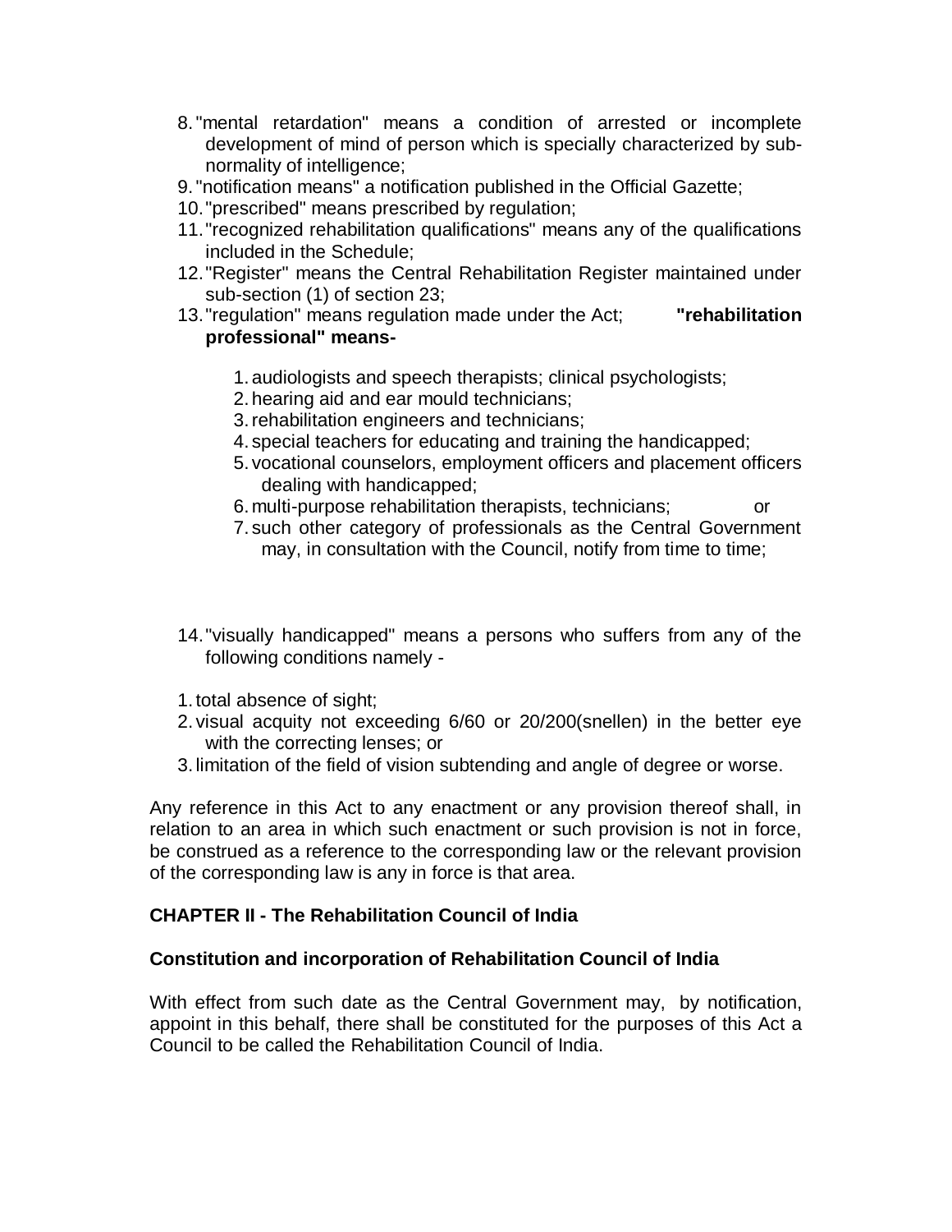8. "mental retardation" means a condition of arrested or incomplete development of mind of person which is specially characterized by sub-normality of intelligence;
9. "notification means" a notification published in the Official Gazette;
10. "prescribed" means prescribed by regulation;
11. "recognized rehabilitation qualifications" means any of the qualifications included in the Schedule;
12. "Register" means the Central Rehabilitation Register maintained under sub-section (1) of section 23;
13. "regulation" means regulation made under the Act; **"rehabilitation professional" means-**

    1. audiologists and speech therapists; clinical psychologists;
    2. hearing aid and ear mould technicians;
    3. rehabilitation engineers and technicians;
    4. special teachers for educating and training the handicapped;
    5. vocational counselors, employment officers and placement officers dealing with handicapped;
    6. multi-purpose rehabilitation therapists, technicians; or
    7. such other category of professionals as the Central Government may, in consultation with the Council, notify from time to time;

14. "visually handicapped" means a persons who suffers from any of the following conditions namely -

1. total absence of sight;
2. visual acquity not exceeding 6/60 or 20/200(snellen) in the better eye with the correcting lenses; or
3. limitation of the field of vision subtending and angle of degree or worse.

Any reference in this Act to any enactment or any provision thereof shall, in relation to an area in which such enactment or such provision is not in force, be construed as a reference to the corresponding law or the relevant provision of the corresponding law is any in force is that area.

## CHAPTER II - The Rehabilitation Council of India

### Constitution and incorporation of Rehabilitation Council of India

With effect from such date as the Central Government may, by notification, appoint in this behalf, there shall be constituted for the purposes of this Act a Council to be called the Rehabilitation Council of India.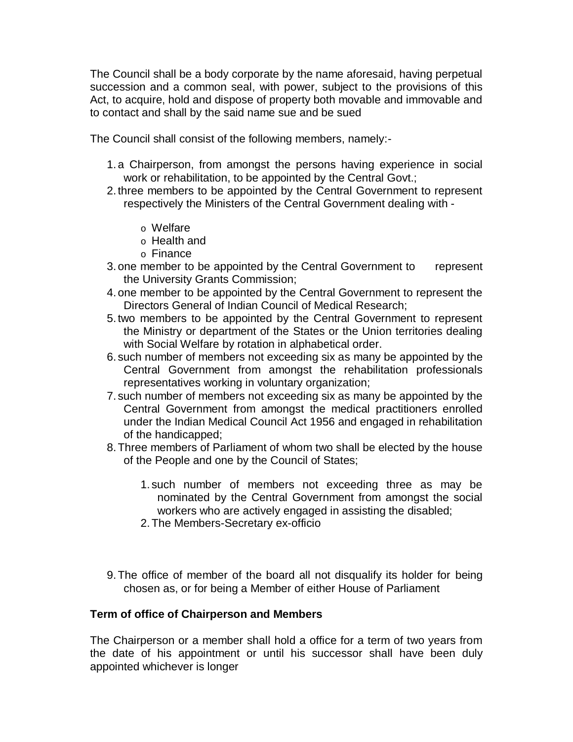The Council shall be a body corporate by the name aforesaid, having perpetual succession and a common seal, with power, subject to the provisions of this Act, to acquire, hold and dispose of property both movable and immovable and to contact and shall by the said name sue and be sued

The Council shall consist of the following members, namely:-

1. a Chairperson, from amongst the persons having experience in social work or rehabilitation, to be appointed by the Central Govt.;
2. three members to be appointed by the Central Government to represent respectively the Ministers of the Central Government dealing with -
   - Welfare
   - Health and
   - Finance
3. one member to be appointed by the Central Government to represent the University Grants Commission;
4. one member to be appointed by the Central Government to represent the Directors General of Indian Council of Medical Research;
5. two members to be appointed by the Central Government to represent the Ministry or department of the States or the Union territories dealing with Social Welfare by rotation in alphabetical order.
6. such number of members not exceeding six as many be appointed by the Central Government from amongst the rehabilitation professionals representatives working in voluntary organization;
7. such number of members not exceeding six as many be appointed by the Central Government from amongst the medical practitioners enrolled under the Indian Medical Council Act 1956 and engaged in rehabilitation of the handicapped;
8. Three members of Parliament of whom two shall be elected by the house of the People and one by the Council of States;
   1. such number of members not exceeding three as may be nominated by the Central Government from amongst the social workers who are actively engaged in assisting the disabled;
   2. The Members-Secretary ex-officio

9. The office of member of the board all not disqualify its holder for being chosen as, or for being a Member of either House of Parliament

**Term of office of Chairperson and Members**

The Chairperson or a member shall hold a office for a term of two years from the date of his appointment or until his successor shall have been duly appointed whichever is longer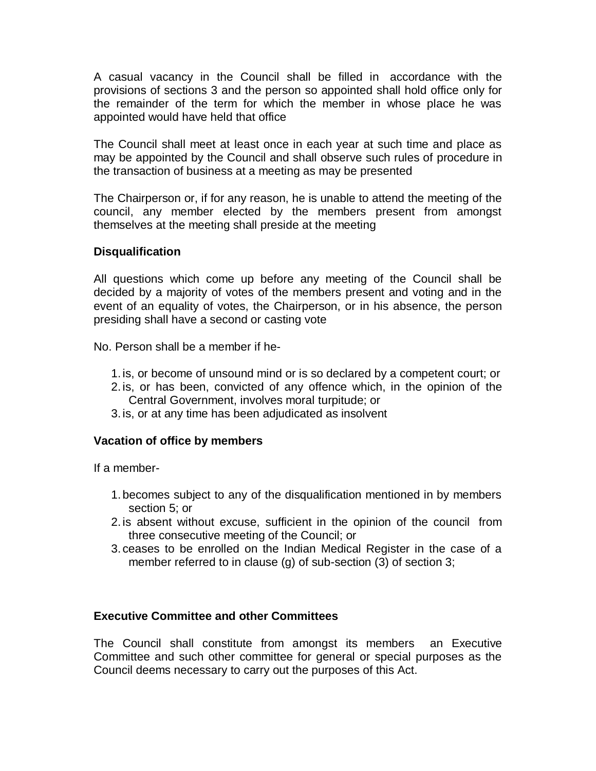A casual vacancy in the Council shall be filled in accordance with the provisions of sections 3 and the person so appointed shall hold office only for the remainder of the term for which the member in whose place he was appointed would have held that office

The Council shall meet at least once in each year at such time and place as may be appointed by the Council and shall observe such rules of procedure in the transaction of business at a meeting as may be presented

The Chairperson or, if for any reason, he is unable to attend the meeting of the council, any member elected by the members present from amongst themselves at the meeting shall preside at the meeting

### Disqualification

All questions which come up before any meeting of the Council shall be decided by a majority of votes of the members present and voting and in the event of an equality of votes, the Chairperson, or in his absence, the person presiding shall have a second or casting vote

No. Person shall be a member if he-

1. is, or become of unsound mind or is so declared by a competent court; or
2. is, or has been, convicted of any offence which, in the opinion of the Central Government, involves moral turpitude; or
3. is, or at any time has been adjudicated as insolvent

### Vacation of office by members

If a member-

1. becomes subject to any of the disqualification mentioned in by members section 5; or
2. is absent without excuse, sufficient in the opinion of the council from three consecutive meeting of the Council; or
3. ceases to be enrolled on the Indian Medical Register in the case of a member referred to in clause (g) of sub-section (3) of section 3;

### Executive Committee and other Committees

The Council shall constitute from amongst its members an Executive Committee and such other committee for general or special purposes as the Council deems necessary to carry out the purposes of this Act.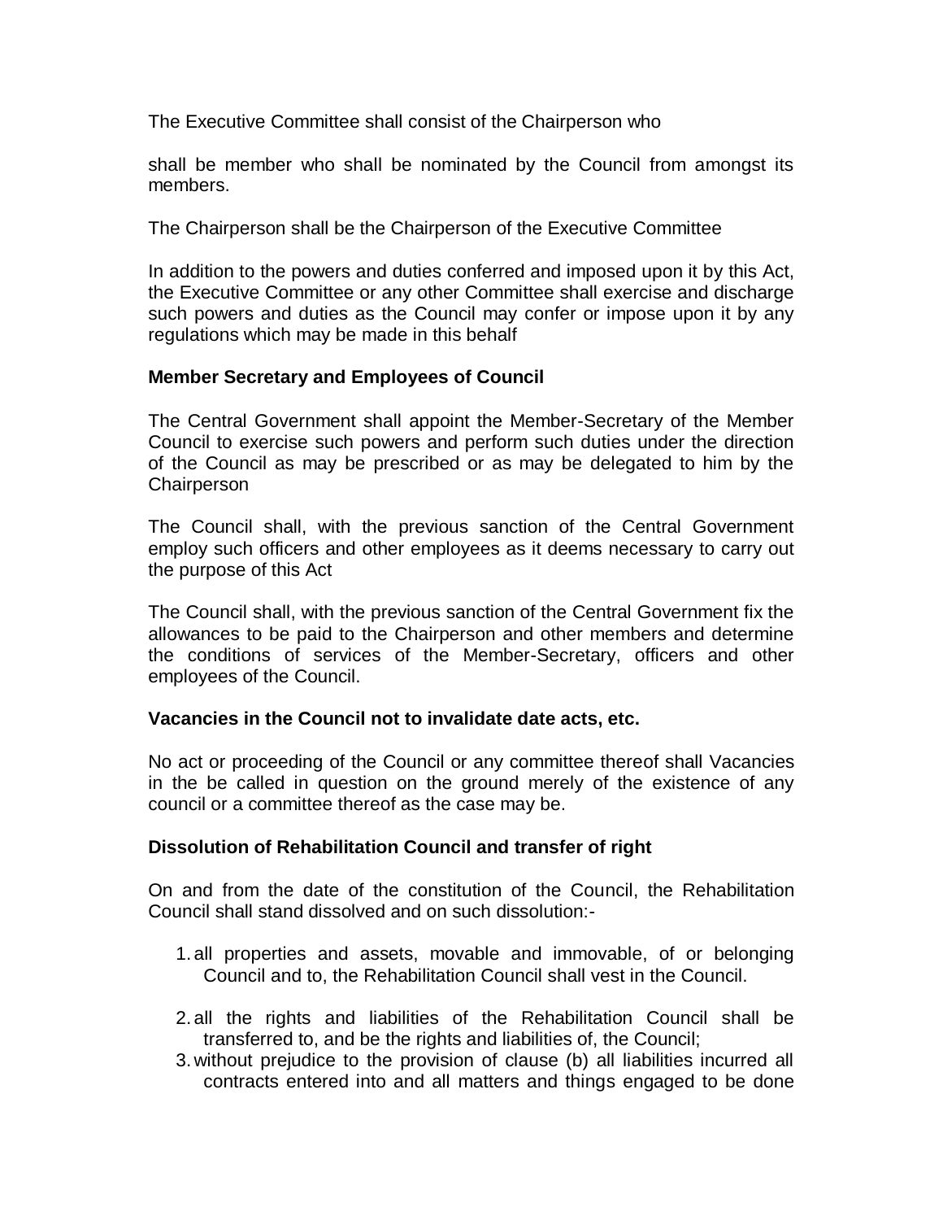The Executive Committee shall consist of the Chairperson who

shall be member who shall be nominated by the Council from amongst its members.

The Chairperson shall be the Chairperson of the Executive Committee

In addition to the powers and duties conferred and imposed upon it by this Act, the Executive Committee or any other Committee shall exercise and discharge such powers and duties as the Council may confer or impose upon it by any regulations which may be made in this behalf

**Member Secretary and Employees of Council**

The Central Government shall appoint the Member-Secretary of the Member Council to exercise such powers and perform such duties under the direction of the Council as may be prescribed or as may be delegated to him by the Chairperson

The Council shall, with the previous sanction of the Central Government employ such officers and other employees as it deems necessary to carry out the purpose of this Act

The Council shall, with the previous sanction of the Central Government fix the allowances to be paid to the Chairperson and other members and determine the conditions of services of the Member-Secretary, officers and other employees of the Council.

**Vacancies in the Council not to invalidate date acts, etc.**

No act or proceeding of the Council or any committee thereof shall Vacancies in the be called in question on the ground merely of the existence of any council or a committee thereof as the case may be.

**Dissolution of Rehabilitation Council and transfer of right**

On and from the date of the constitution of the Council, the Rehabilitation Council shall stand dissolved and on such dissolution:-

1. all properties and assets, movable and immovable, of or belonging Council and to, the Rehabilitation Council shall vest in the Council.
2. all the rights and liabilities of the Rehabilitation Council shall be transferred to, and be the rights and liabilities of, the Council;
3. without prejudice to the provision of clause (b) all liabilities incurred all contracts entered into and all matters and things engaged to be done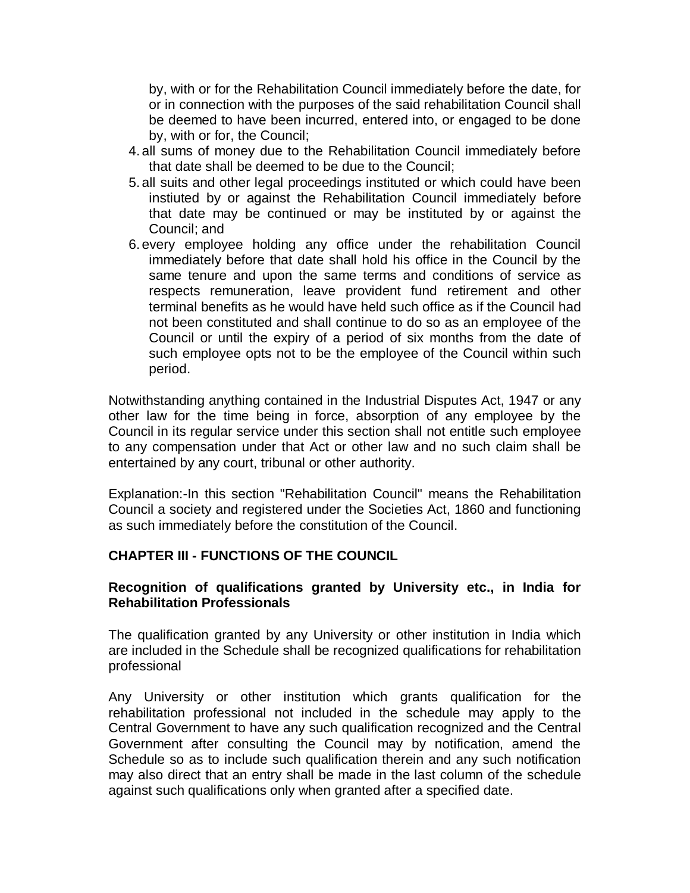by, with or for the Rehabilitation Council immediately before the date, for or in connection with the purposes of the said rehabilitation Council shall be deemed to have been incurred, entered into, or engaged to be done by, with or for, the Council;

4. all sums of money due to the Rehabilitation Council immediately before that date shall be deemed to be due to the Council;
5. all suits and other legal proceedings instituted or which could have been instiuted by or against the Rehabilitation Council immediately before that date may be continued or may be instituted by or against the Council; and
6. every employee holding any office under the rehabilitation Council immediately before that date shall hold his office in the Council by the same tenure and upon the same terms and conditions of service as respects remuneration, leave provident fund retirement and other terminal benefits as he would have held such office as if the Council had not been constituted and shall continue to do so as an employee of the Council or until the expiry of a period of six months from the date of such employee opts not to be the employee of the Council within such period.

Notwithstanding anything contained in the Industrial Disputes Act, 1947 or any other law for the time being in force, absorption of any employee by the Council in its regular service under this section shall not entitle such employee to any compensation under that Act or other law and no such claim shall be entertained by any court, tribunal or other authority.

Explanation:-In this section "Rehabilitation Council" means the Rehabilitation Council a society and registered under the Societies Act, 1860 and functioning as such immediately before the constitution of the Council.

## CHAPTER III - FUNCTIONS OF THE COUNCIL

### Recognition of qualifications granted by University etc., in India for Rehabilitation Professionals

The qualification granted by any University or other institution in India which are included in the Schedule shall be recognized qualifications for rehabilitation professional

Any University or other institution which grants qualification for the rehabilitation professional not included in the schedule may apply to the Central Government to have any such qualification recognized and the Central Government after consulting the Council may by notification, amend the Schedule so as to include such qualification therein and any such notification may also direct that an entry shall be made in the last column of the schedule against such qualifications only when granted after a specified date.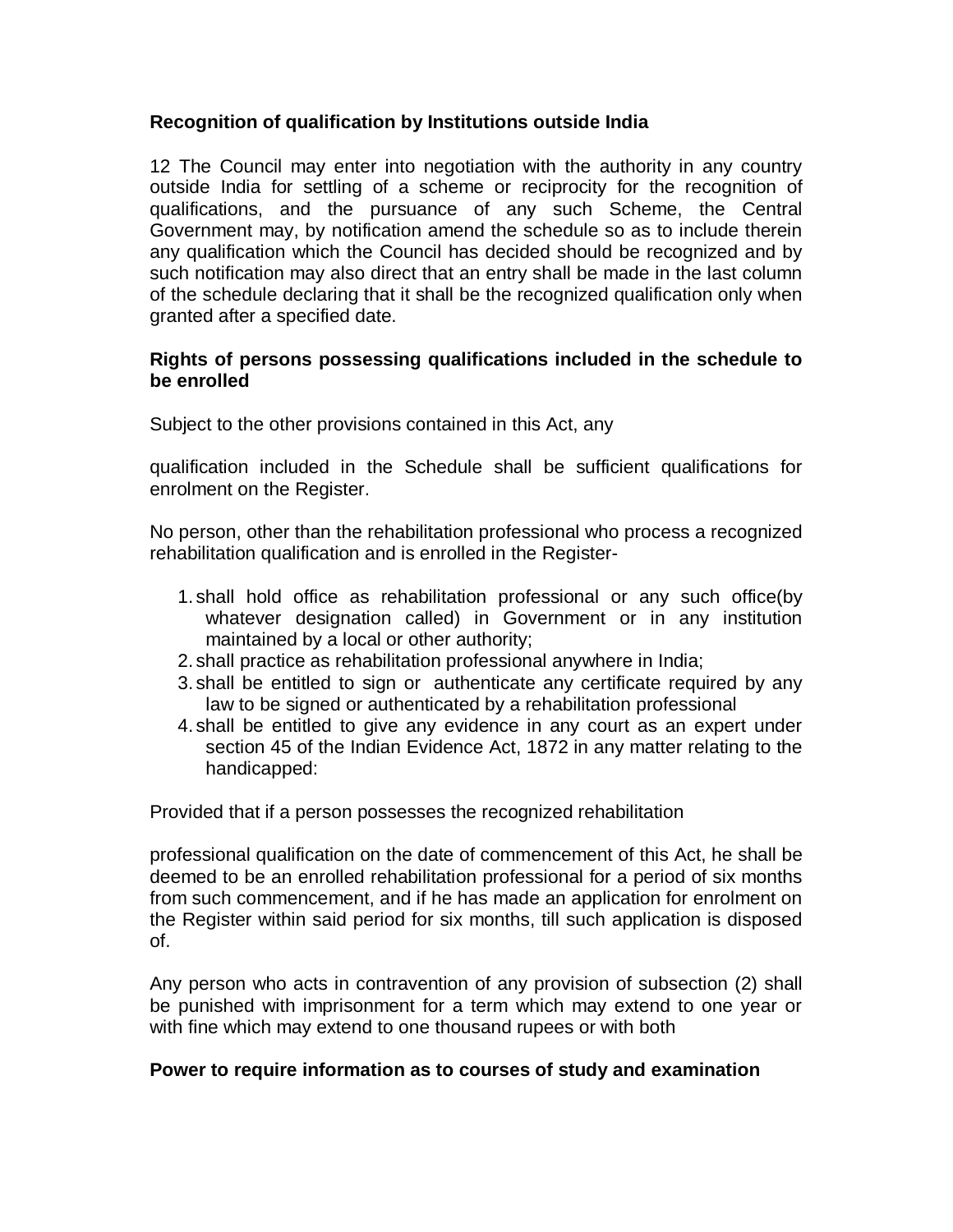**Recognition of qualification by Institutions outside India**

12 The Council may enter into negotiation with the authority in any country outside India for settling of a scheme or reciprocity for the recognition of qualifications, and the pursuance of any such Scheme, the Central Government may, by notification amend the schedule so as to include therein any qualification which the Council has decided should be recognized and by such notification may also direct that an entry shall be made in the last column of the schedule declaring that it shall be the recognized qualification only when granted after a specified date.

**Rights of persons possessing qualifications included in the schedule to be enrolled**

Subject to the other provisions contained in this Act, any

qualification included in the Schedule shall be sufficient qualifications for enrolment on the Register.

No person, other than the rehabilitation professional who process a recognized rehabilitation qualification and is enrolled in the Register-

1. shall hold office as rehabilitation professional or any such office(by whatever designation called) in Government or in any institution maintained by a local or other authority;
2. shall practice as rehabilitation professional anywhere in India;
3. shall be entitled to sign or authenticate any certificate required by any law to be signed or authenticated by a rehabilitation professional
4. shall be entitled to give any evidence in any court as an expert under section 45 of the Indian Evidence Act, 1872 in any matter relating to the handicapped:

Provided that if a person possesses the recognized rehabilitation

professional qualification on the date of commencement of this Act, he shall be deemed to be an enrolled rehabilitation professional for a period of six months from such commencement, and if he has made an application for enrolment on the Register within said period for six months, till such application is disposed of.

Any person who acts in contravention of any provision of subsection (2) shall be punished with imprisonment for a term which may extend to one year or with fine which may extend to one thousand rupees or with both

**Power to require information as to courses of study and examination**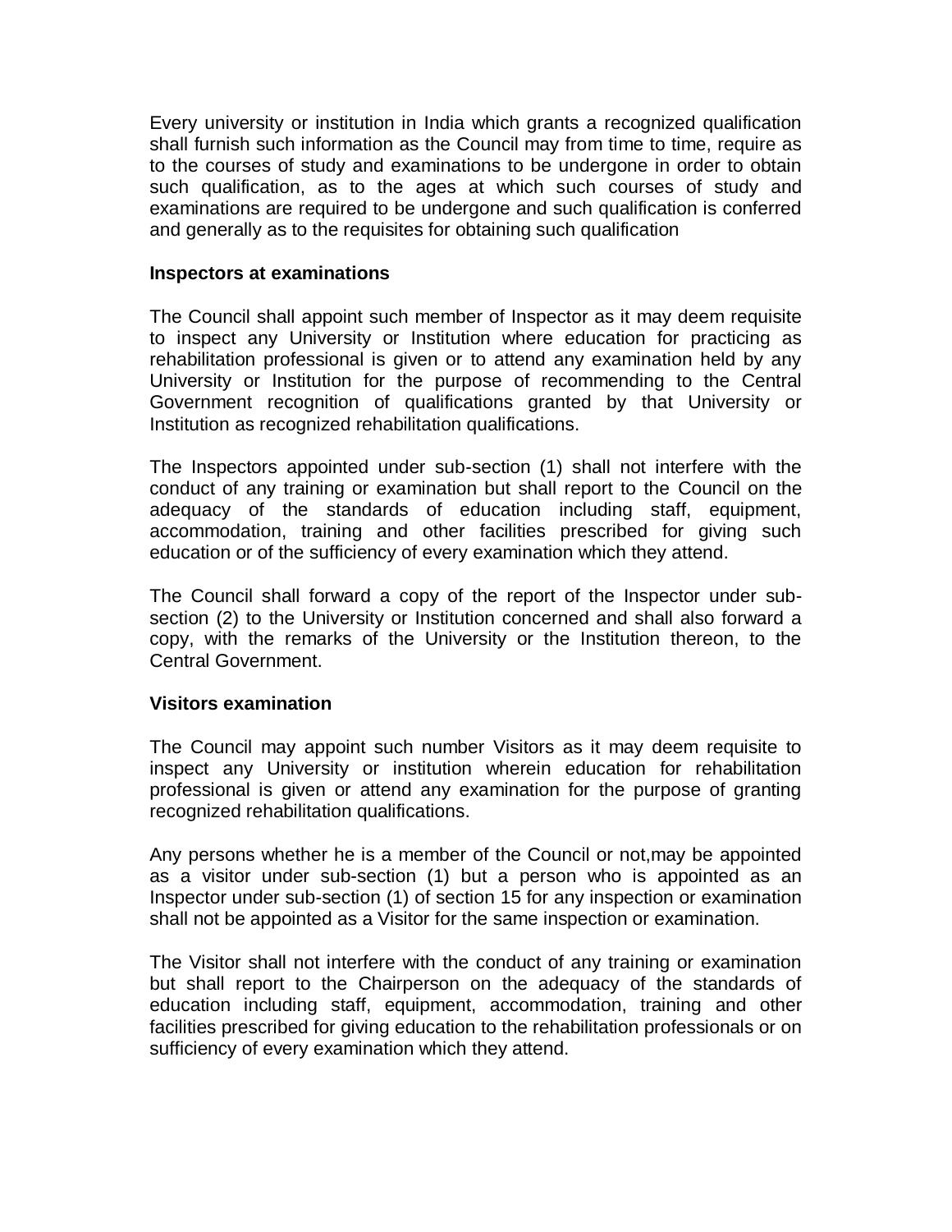Every university or institution in India which grants a recognized qualification shall furnish such information as the Council may from time to time, require as to the courses of study and examinations to be undergone in order to obtain such qualification, as to the ages at which such courses of study and examinations are required to be undergone and such qualification is conferred and generally as to the requisites for obtaining such qualification

**Inspectors at examinations**

The Council shall appoint such member of Inspector as it may deem requisite to inspect any University or Institution where education for practicing as rehabilitation professional is given or to attend any examination held by any University or Institution for the purpose of recommending to the Central Government recognition of qualifications granted by that University or Institution as recognized rehabilitation qualifications.

The Inspectors appointed under sub-section (1) shall not interfere with the conduct of any training or examination but shall report to the Council on the adequacy of the standards of education including staff, equipment, accommodation, training and other facilities prescribed for giving such education or of the sufficiency of every examination which they attend.

The Council shall forward a copy of the report of the Inspector under sub-section (2) to the University or Institution concerned and shall also forward a copy, with the remarks of the University or the Institution thereon, to the Central Government.

**Visitors examination**

The Council may appoint such number Visitors as it may deem requisite to inspect any University or institution wherein education for rehabilitation professional is given or attend any examination for the purpose of granting recognized rehabilitation qualifications.

Any persons whether he is a member of the Council or not,may be appointed as a visitor under sub-section (1) but a person who is appointed as an Inspector under sub-section (1) of section 15 for any inspection or examination shall not be appointed as a Visitor for the same inspection or examination.

The Visitor shall not interfere with the conduct of any training or examination but shall report to the Chairperson on the adequacy of the standards of education including staff, equipment, accommodation, training and other facilities prescribed for giving education to the rehabilitation professionals or on sufficiency of every examination which they attend.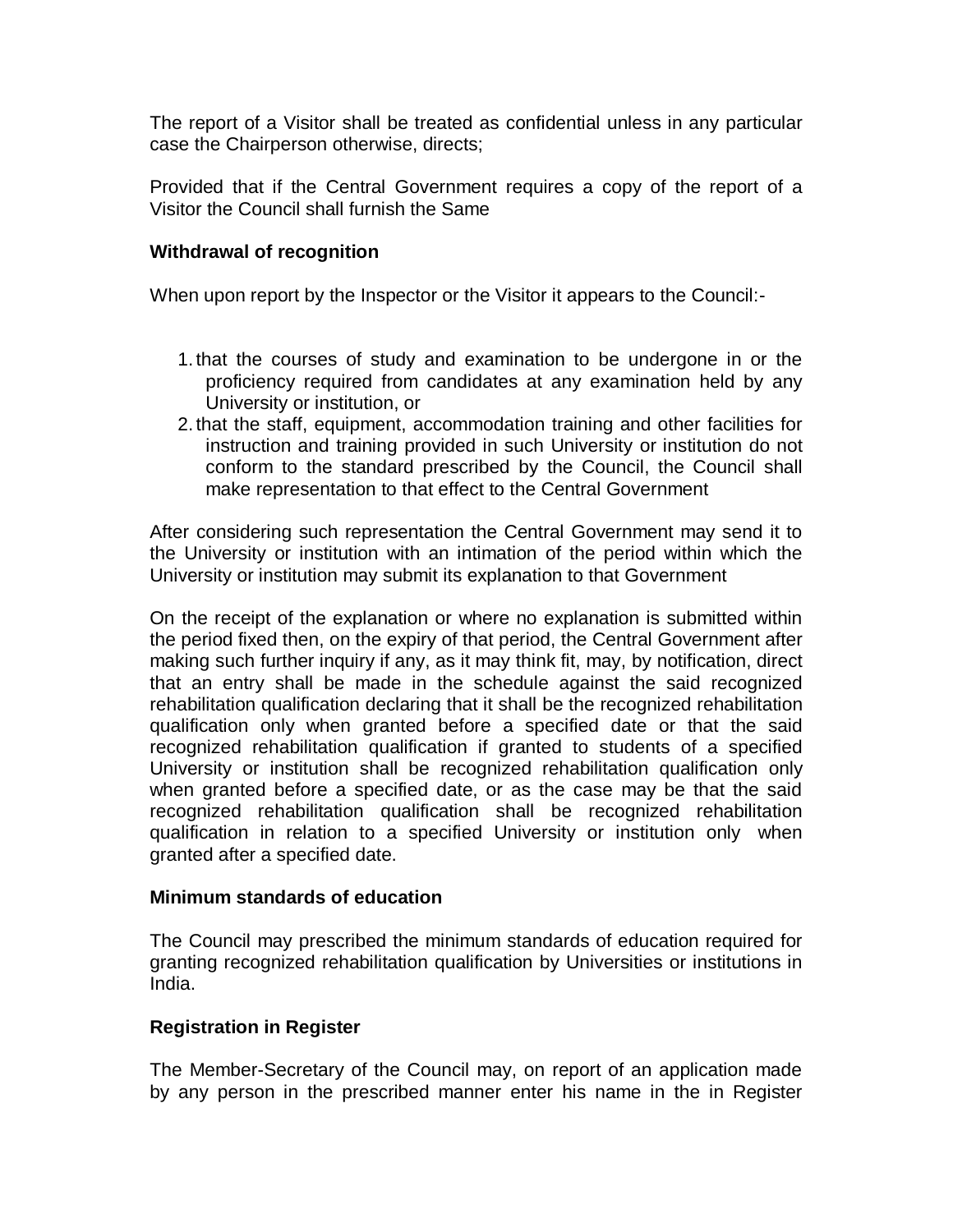The report of a Visitor shall be treated as confidential unless in any particular case the Chairperson otherwise, directs;

Provided that if the Central Government requires a copy of the report of a Visitor the Council shall furnish the Same

**Withdrawal of recognition**

When upon report by the Inspector or the Visitor it appears to the Council:-

1. that the courses of study and examination to be undergone in or the proficiency required from candidates at any examination held by any University or institution, or
2. that the staff, equipment, accommodation training and other facilities for instruction and training provided in such University or institution do not conform to the standard prescribed by the Council, the Council shall make representation to that effect to the Central Government

After considering such representation the Central Government may send it to the University or institution with an intimation of the period within which the University or institution may submit its explanation to that Government

On the receipt of the explanation or where no explanation is submitted within the period fixed then, on the expiry of that period, the Central Government after making such further inquiry if any, as it may think fit, may, by notification, direct that an entry shall be made in the schedule against the said recognized rehabilitation qualification declaring that it shall be the recognized rehabilitation qualification only when granted before a specified date or that the said recognized rehabilitation qualification if granted to students of a specified University or institution shall be recognized rehabilitation qualification only when granted before a specified date, or as the case may be that the said recognized rehabilitation qualification shall be recognized rehabilitation qualification in relation to a specified University or institution only when granted after a specified date.

**Minimum standards of education**

The Council may prescribed the minimum standards of education required for granting recognized rehabilitation qualification by Universities or institutions in India.

**Registration in Register**

The Member-Secretary of the Council may, on report of an application made by any person in the prescribed manner enter his name in the in Register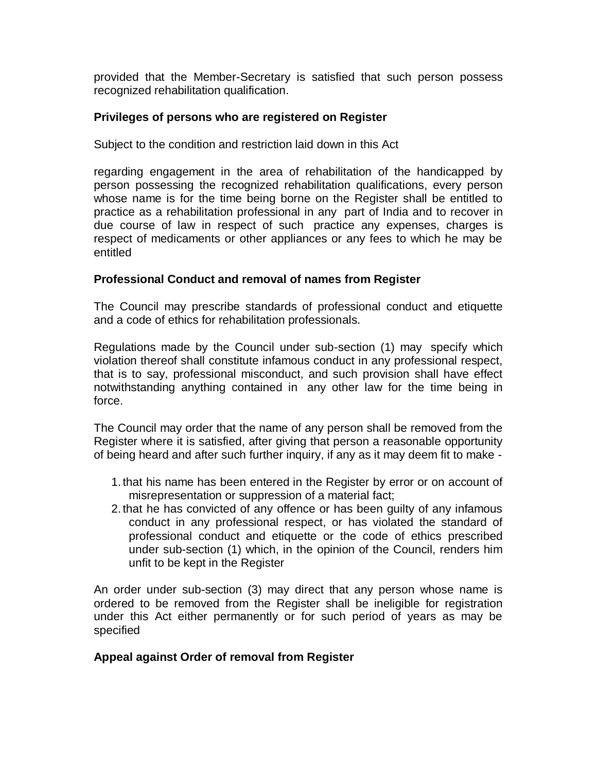provided that the Member-Secretary is satisfied that such person possess recognized rehabilitation qualification.

**Privileges of persons who are registered on Register**

Subject to the condition and restriction laid down in this Act

regarding engagement in the area of rehabilitation of the handicapped by person possessing the recognized rehabilitation qualifications, every person whose name is for the time being borne on the Register shall be entitled to practice as a rehabilitation professional in any part of India and to recover in due course of law in respect of such practice any expenses, charges is respect of medicaments or other appliances or any fees to which he may be entitled

**Professional Conduct and removal of names from Register**

The Council may prescribe standards of professional conduct and etiquette and a code of ethics for rehabilitation professionals.

Regulations made by the Council under sub-section (1) may specify which violation thereof shall constitute infamous conduct in any professional respect, that is to say, professional misconduct, and such provision shall have effect notwithstanding anything contained in any other law for the time being in force.

The Council may order that the name of any person shall be removed from the Register where it is satisfied, after giving that person a reasonable opportunity of being heard and after such further inquiry, if any as it may deem fit to make -

1. that his name has been entered in the Register by error or on account of misrepresentation or suppression of a material fact;
2. that he has convicted of any offence or has been guilty of any infamous conduct in any professional respect, or has violated the standard of professional conduct and etiquette or the code of ethics prescribed under sub-section (1) which, in the opinion of the Council, renders him unfit to be kept in the Register

An order under sub-section (3) may direct that any person whose name is ordered to be removed from the Register shall be ineligible for registration under this Act either permanently or for such period of years as may be specified

**Appeal against Order of removal from Register**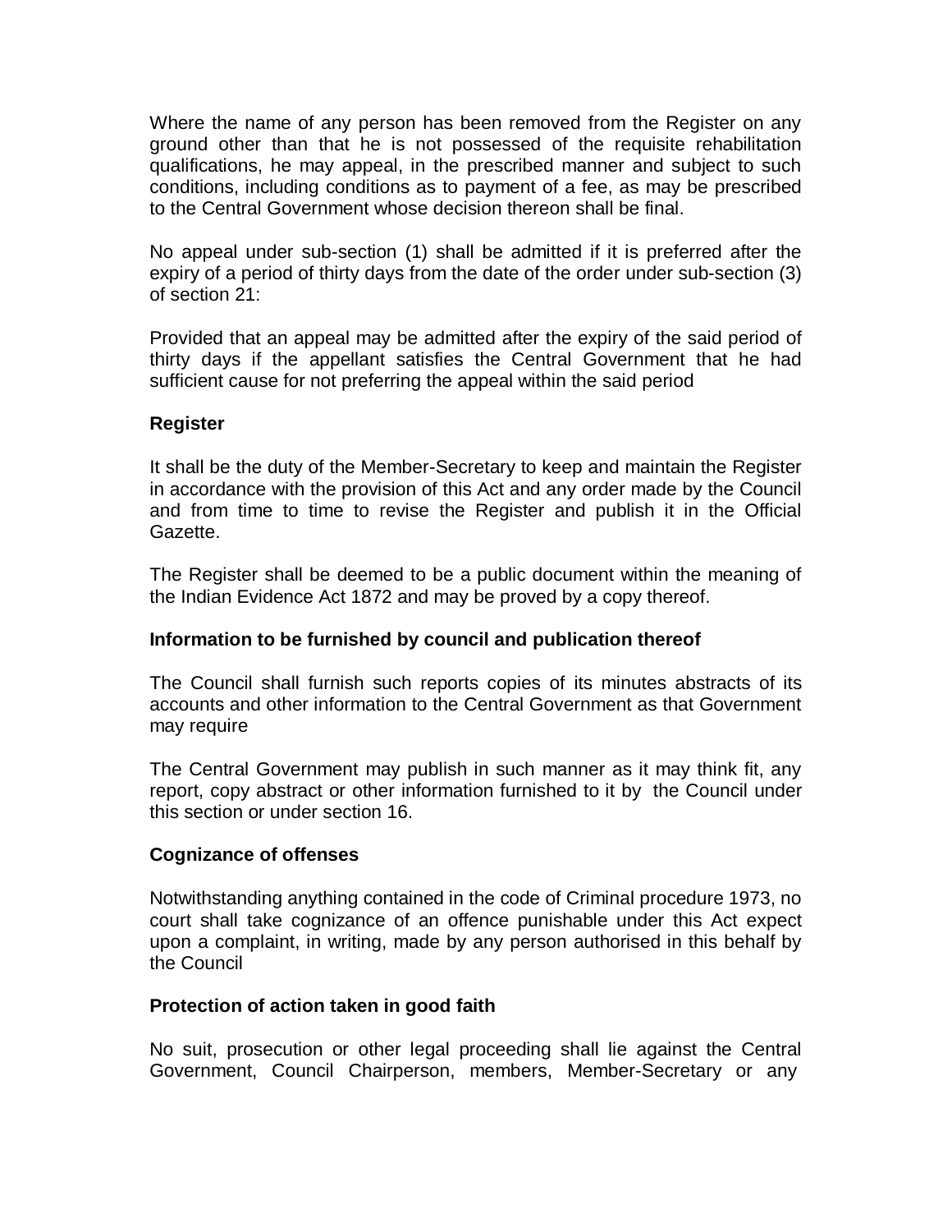Where the name of any person has been removed from the Register on any ground other than that he is not possessed of the requisite rehabilitation qualifications, he may appeal, in the prescribed manner and subject to such conditions, including conditions as to payment of a fee, as may be prescribed to the Central Government whose decision thereon shall be final.

No appeal under sub-section (1) shall be admitted if it is preferred after the expiry of a period of thirty days from the date of the order under sub-section (3) of section 21:

Provided that an appeal may be admitted after the expiry of the said period of thirty days if the appellant satisfies the Central Government that he had sufficient cause for not preferring the appeal within the said period

**Register**

It shall be the duty of the Member-Secretary to keep and maintain the Register in accordance with the provision of this Act and any order made by the Council and from time to time to revise the Register and publish it in the Official Gazette.

The Register shall be deemed to be a public document within the meaning of the Indian Evidence Act 1872 and may be proved by a copy thereof.

**Information to be furnished by council and publication thereof**

The Council shall furnish such reports copies of its minutes abstracts of its accounts and other information to the Central Government as that Government may require

The Central Government may publish in such manner as it may think fit, any report, copy abstract or other information furnished to it by the Council under this section or under section 16.

**Cognizance of offenses**

Notwithstanding anything contained in the code of Criminal procedure 1973, no court shall take cognizance of an offence punishable under this Act expect upon a complaint, in writing, made by any person authorised in this behalf by the Council

**Protection of action taken in good faith**

No suit, prosecution or other legal proceeding shall lie against the Central Government, Council Chairperson, members, Member-Secretary or any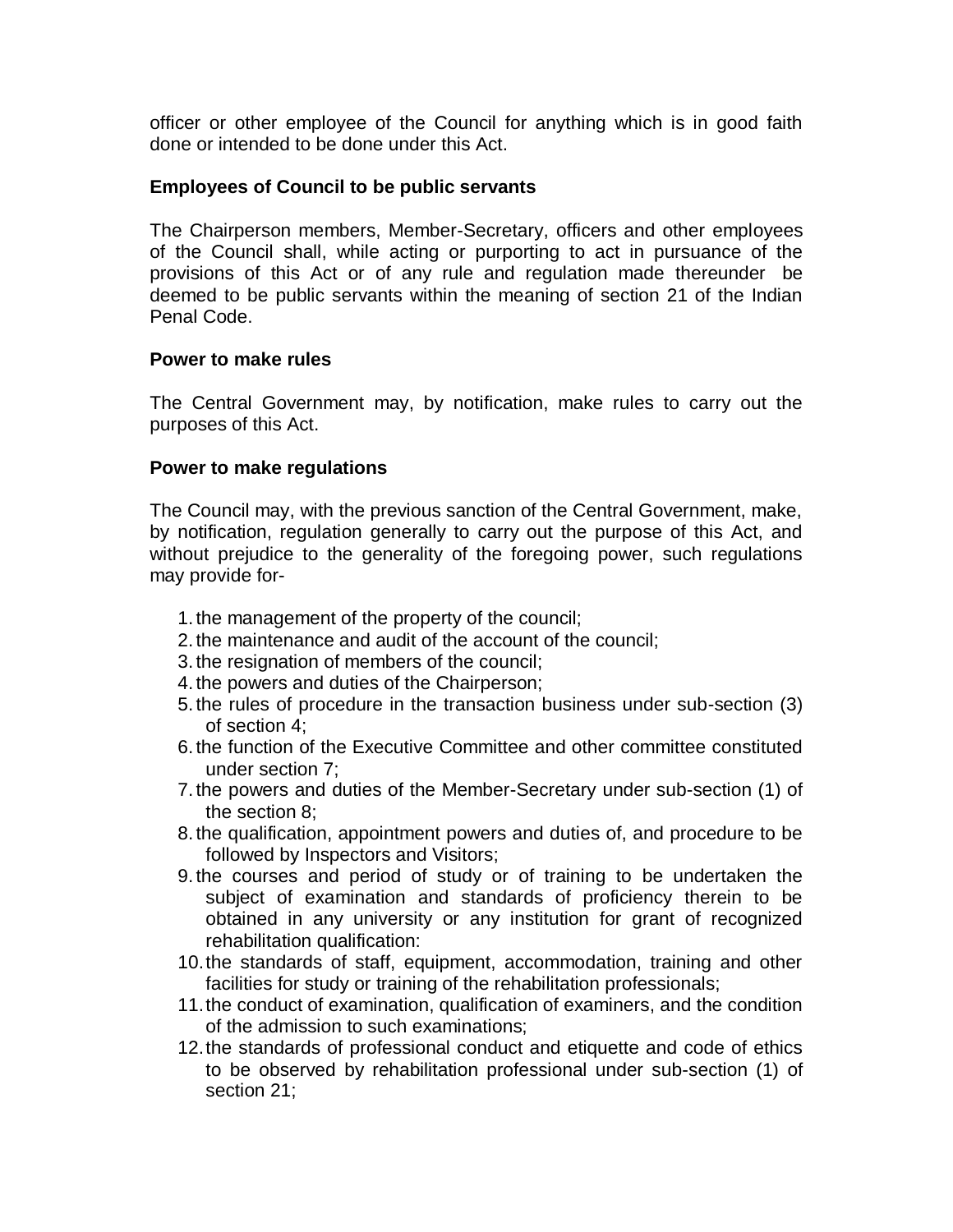officer or other employee of the Council for anything which is in good faith done or intended to be done under this Act.

**Employees of Council to be public servants**

The Chairperson members, Member-Secretary, officers and other employees of the Council shall, while acting or purporting to act in pursuance of the provisions of this Act or of any rule and regulation made thereunder be deemed to be public servants within the meaning of section 21 of the Indian Penal Code.

**Power to make rules**

The Central Government may, by notification, make rules to carry out the purposes of this Act.

**Power to make regulations**

The Council may, with the previous sanction of the Central Government, make, by notification, regulation generally to carry out the purpose of this Act, and without prejudice to the generality of the foregoing power, such regulations may provide for-

1. the management of the property of the council;
2. the maintenance and audit of the account of the council;
3. the resignation of members of the council;
4. the powers and duties of the Chairperson;
5. the rules of procedure in the transaction business under sub-section (3) of section 4;
6. the function of the Executive Committee and other committee constituted under section 7;
7. the powers and duties of the Member-Secretary under sub-section (1) of the section 8;
8. the qualification, appointment powers and duties of, and procedure to be followed by Inspectors and Visitors;
9. the courses and period of study or of training to be undertaken the subject of examination and standards of proficiency therein to be obtained in any university or any institution for grant of recognized rehabilitation qualification:
10. the standards of staff, equipment, accommodation, training and other facilities for study or training of the rehabilitation professionals;
11. the conduct of examination, qualification of examiners, and the condition of the admission to such examinations;
12. the standards of professional conduct and etiquette and code of ethics to be observed by rehabilitation professional under sub-section (1) of section 21;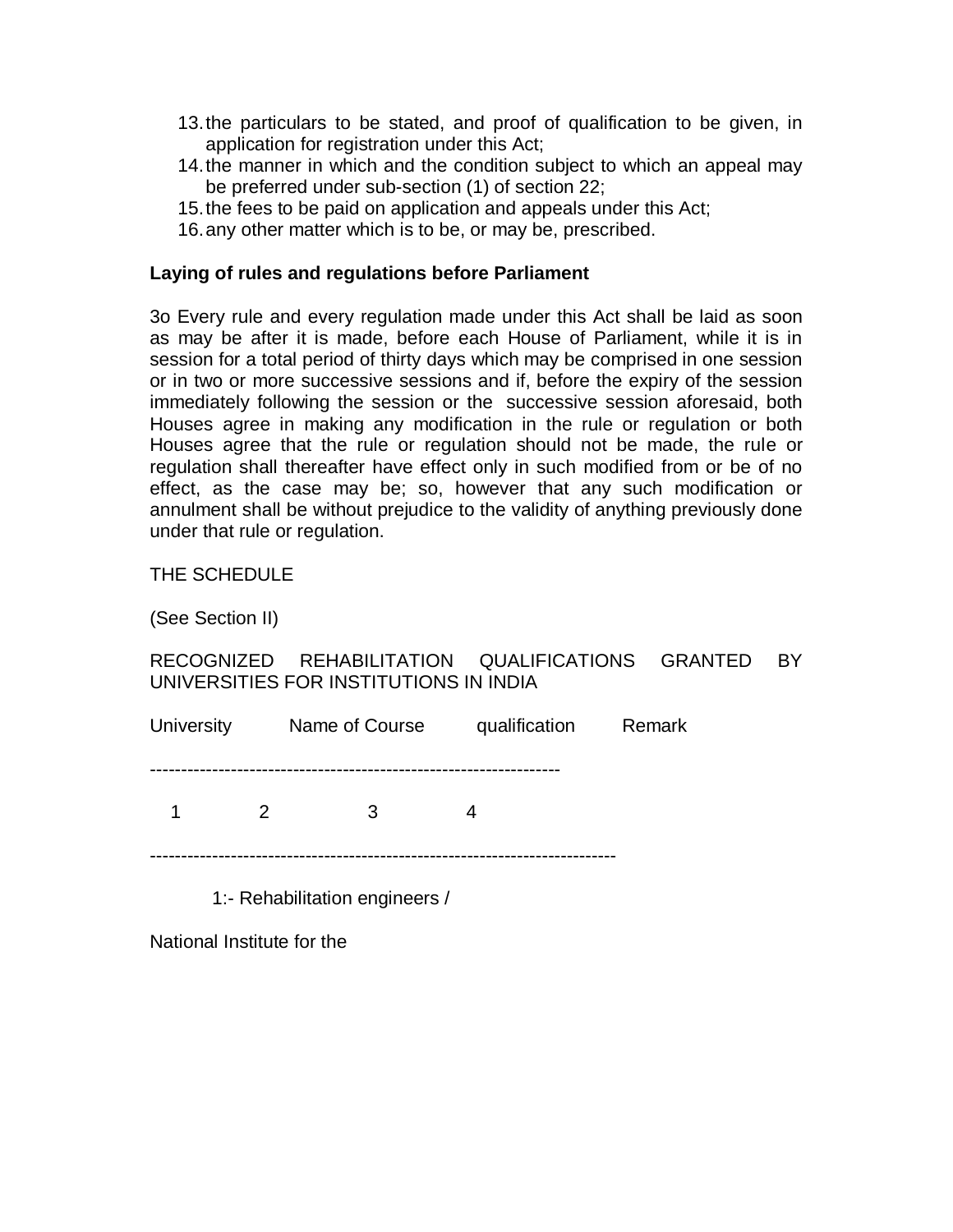13. the particulars to be stated, and proof of qualification to be given, in application for registration under this Act;
14. the manner in which and the condition subject to which an appeal may be preferred under sub-section (1) of section 22;
15. the fees to be paid on application and appeals under this Act;
16. any other matter which is to be, or may be, prescribed.

**Laying of rules and regulations before Parliament**

3o Every rule and every regulation made under this Act shall be laid as soon as may be after it is made, before each House of Parliament, while it is in session for a total period of thirty days which may be comprised in one session or in two or more successive sessions and if, before the expiry of the session immediately following the session or the successive session aforesaid, both Houses agree in making any modification in the rule or regulation or both Houses agree that the rule or regulation should not be made, the rule or regulation shall thereafter have effect only in such modified from or be of no effect, as the case may be; so, however that any such modification or annulment shall be without prejudice to the validity of anything previously done under that rule or regulation.

THE SCHEDULE

(See Section II)

RECOGNIZED REHABILITATION QUALIFICATIONS GRANTED BY UNIVERSITIES FOR INSTITUTIONS IN INDIA

| University | Name of Course | qualification | Remark |
|---|---|---|---|
| 1 | 2 | 3 | 4 |

1:- Rehabilitation engineers /

National Institute for the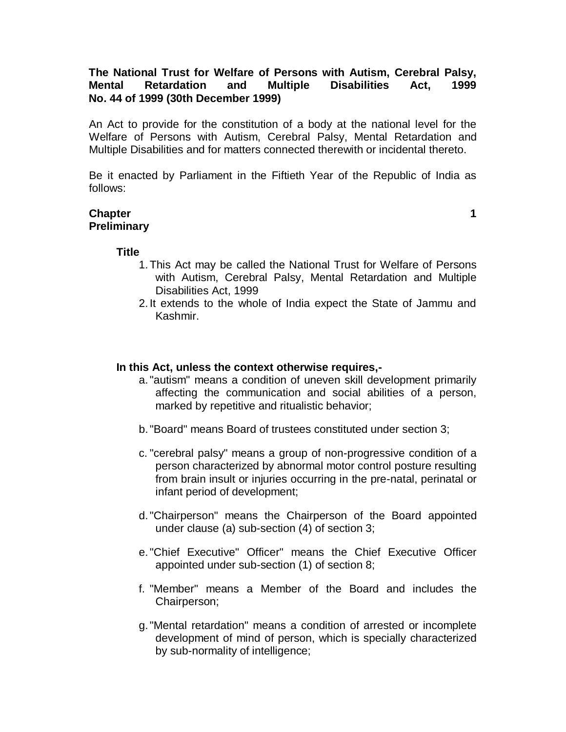**The National Trust for Welfare of Persons with Autism, Cerebral Palsy, Mental Retardation and Multiple Disabilities Act, 1999 No. 44 of 1999 (30th December 1999)**

An Act to provide for the constitution of a body at the national level for the Welfare of Persons with Autism, Cerebral Palsy, Mental Retardation and Multiple Disabilities and for matters connected therewith or incidental thereto.

Be it enacted by Parliament in the Fiftieth Year of the Republic of India as follows:

## Chapter 1 Preliminary

### Title

1. This Act may be called the National Trust for Welfare of Persons with Autism, Cerebral Palsy, Mental Retardation and Multiple Disabilities Act, 1999
2. It extends to the whole of India expect the State of Jammu and Kashmir.

### In this Act, unless the context otherwise requires,-

a. "autism" means a condition of uneven skill development primarily affecting the communication and social abilities of a person, marked by repetitive and ritualistic behavior;

b. "Board" means Board of trustees constituted under section 3;

c. "cerebral palsy" means a group of non-progressive condition of a person characterized by abnormal motor control posture resulting from brain insult or injuries occurring in the pre-natal, perinatal or infant period of development;

d. "Chairperson" means the Chairperson of the Board appointed under clause (a) sub-section (4) of section 3;

e. "Chief Executive" Officer" means the Chief Executive Officer appointed under sub-section (1) of section 8;

f. "Member" means a Member of the Board and includes the Chairperson;

g. "Mental retardation" means a condition of arrested or incomplete development of mind of person, which is specially characterized by sub-normality of intelligence;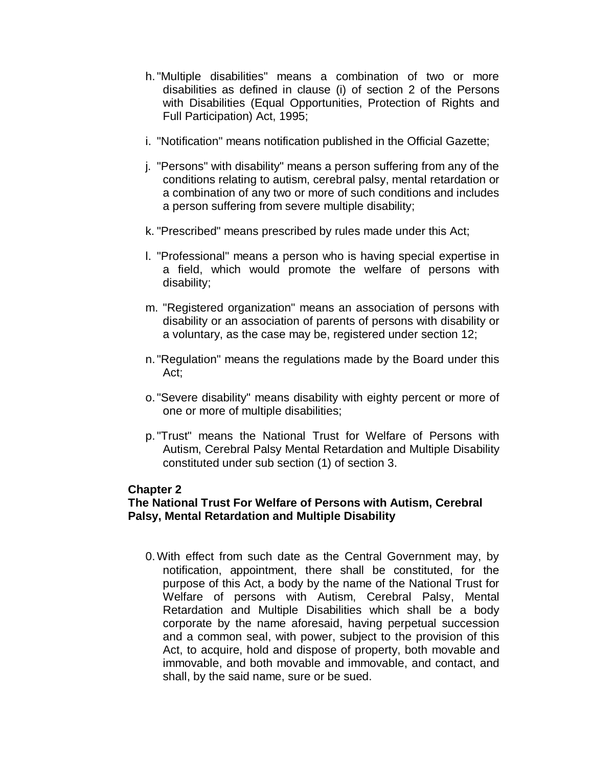h. "Multiple disabilities" means a combination of two or more disabilities as defined in clause (i) of section 2 of the Persons with Disabilities (Equal Opportunities, Protection of Rights and Full Participation) Act, 1995;

i. "Notification" means notification published in the Official Gazette;

j. "Persons" with disability" means a person suffering from any of the conditions relating to autism, cerebral palsy, mental retardation or a combination of any two or more of such conditions and includes a person suffering from severe multiple disability;

k. "Prescribed" means prescribed by rules made under this Act;

l. "Professional" means a person who is having special expertise in a field, which would promote the welfare of persons with disability;

m. "Registered organization" means an association of persons with disability or an association of parents of persons with disability or a voluntary, as the case may be, registered under section 12;

n. "Regulation" means the regulations made by the Board under this Act;

o. "Severe disability" means disability with eighty percent or more of one or more of multiple disabilities;

p. "Trust" means the National Trust for Welfare of Persons with Autism, Cerebral Palsy Mental Retardation and Multiple Disability constituted under sub section (1) of section 3.

**Chapter 2**
**The National Trust For Welfare of Persons with Autism, Cerebral Palsy, Mental Retardation and Multiple Disability**

0. With effect from such date as the Central Government may, by notification, appointment, there shall be constituted, for the purpose of this Act, a body by the name of the National Trust for Welfare of persons with Autism, Cerebral Palsy, Mental Retardation and Multiple Disabilities which shall be a body corporate by the name aforesaid, having perpetual succession and a common seal, with power, subject to the provision of this Act, to acquire, hold and dispose of property, both movable and immovable, and both movable and immovable, and contact, and shall, by the said name, sure or be sued.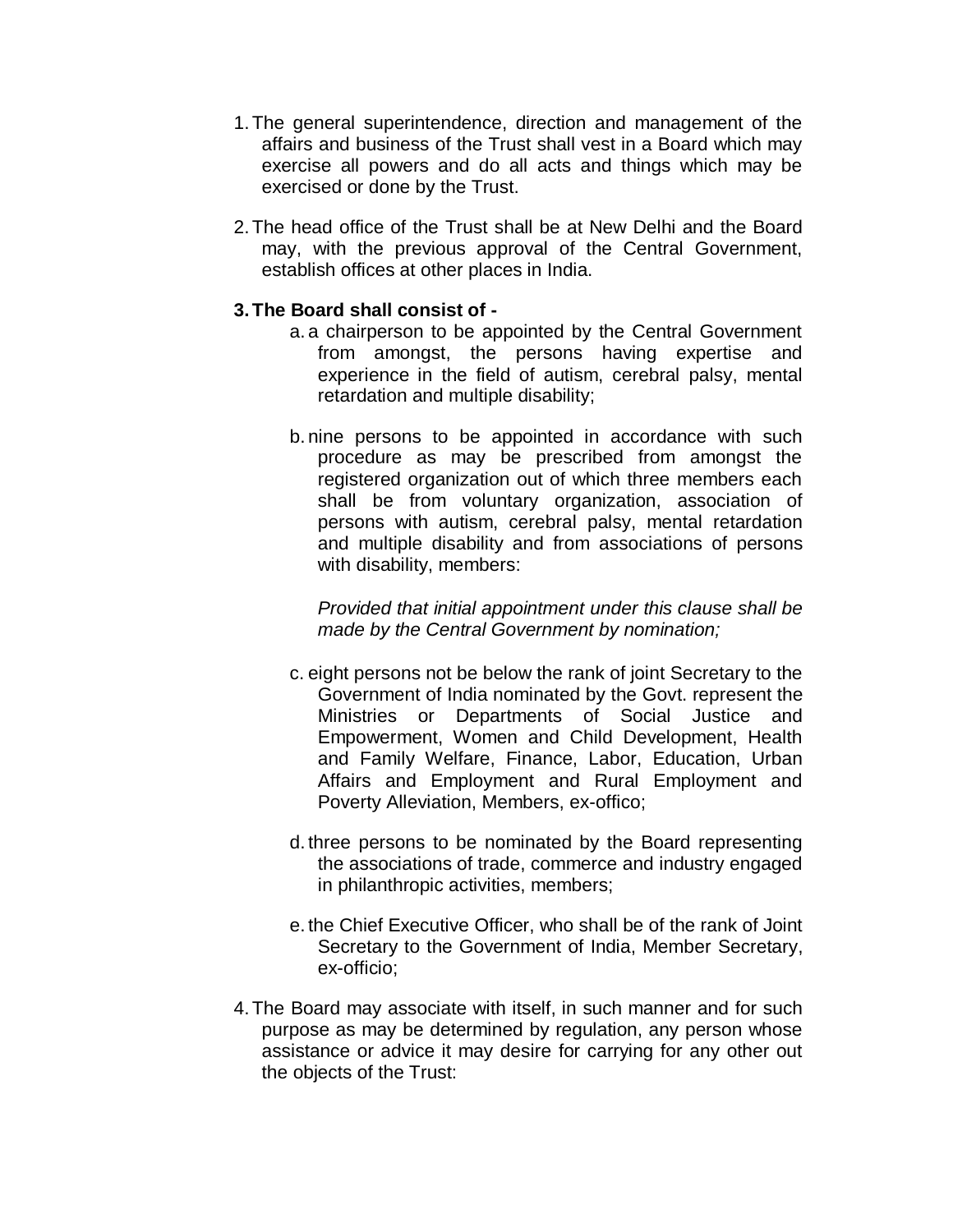1. The general superintendence, direction and management of the affairs and business of the Trust shall vest in a Board which may exercise all powers and do all acts and things which may be exercised or done by the Trust.

2. The head office of the Trust shall be at New Delhi and the Board may, with the previous approval of the Central Government, establish offices at other places in India.

3. **The Board shall consist of -**

   a. a chairperson to be appointed by the Central Government from amongst, the persons having expertise and experience in the field of autism, cerebral palsy, mental retardation and multiple disability;

   b. nine persons to be appointed in accordance with such procedure as may be prescribed from amongst the registered organization out of which three members each shall be from voluntary organization, association of persons with autism, cerebral palsy, mental retardation and multiple disability and from associations of persons with disability, members:

      *Provided that initial appointment under this clause shall be made by the Central Government by nomination;*

   c. eight persons not be below the rank of joint Secretary to the Government of India nominated by the Govt. represent the Ministries or Departments of Social Justice and Empowerment, Women and Child Development, Health and Family Welfare, Finance, Labor, Education, Urban Affairs and Employment and Rural Employment and Poverty Alleviation, Members, ex-offico;

   d. three persons to be nominated by the Board representing the associations of trade, commerce and industry engaged in philanthropic activities, members;

   e. the Chief Executive Officer, who shall be of the rank of Joint Secretary to the Government of India, Member Secretary, ex-officio;

4. The Board may associate with itself, in such manner and for such purpose as may be determined by regulation, any person whose assistance or advice it may desire for carrying for any other out the objects of the Trust: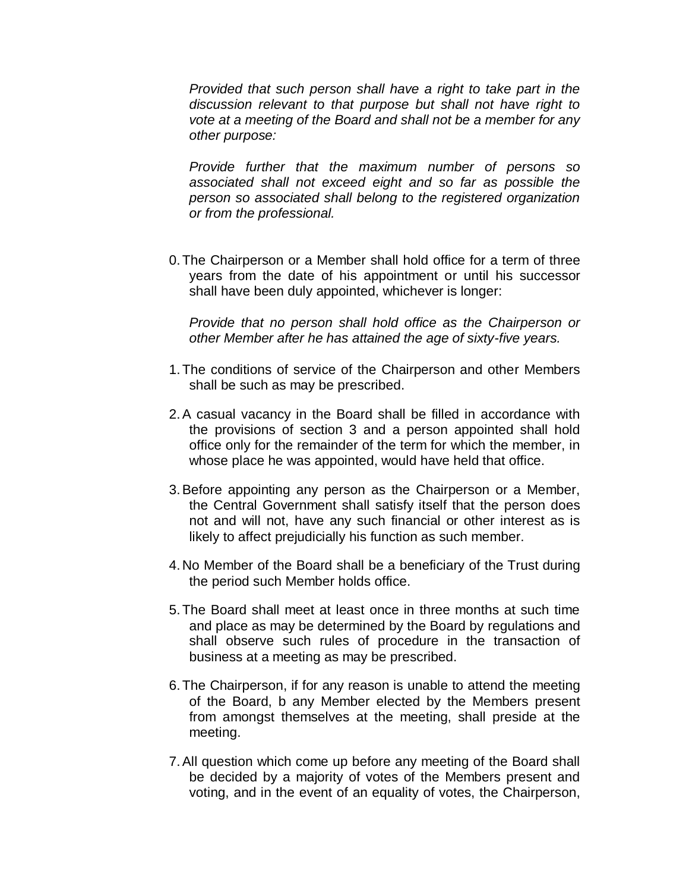*Provided that such person shall have a right to take part in the discussion relevant to that purpose but shall not have right to vote at a meeting of the Board and shall not be a member for any other purpose:*

*Provide further that the maximum number of persons so associated shall not exceed eight and so far as possible the person so associated shall belong to the registered organization or from the professional.*

0. The Chairperson or a Member shall hold office for a term of three years from the date of his appointment or until his successor shall have been duly appointed, whichever is longer:

   *Provide that no person shall hold office as the Chairperson or other Member after he has attained the age of sixty-five years.*

1. The conditions of service of the Chairperson and other Members shall be such as may be prescribed.

2. A casual vacancy in the Board shall be filled in accordance with the provisions of section 3 and a person appointed shall hold office only for the remainder of the term for which the member, in whose place he was appointed, would have held that office.

3. Before appointing any person as the Chairperson or a Member, the Central Government shall satisfy itself that the person does not and will not, have any such financial or other interest as is likely to affect prejudicially his function as such member.

4. No Member of the Board shall be a beneficiary of the Trust during the period such Member holds office.

5. The Board shall meet at least once in three months at such time and place as may be determined by the Board by regulations and shall observe such rules of procedure in the transaction of business at a meeting as may be prescribed.

6. The Chairperson, if for any reason is unable to attend the meeting of the Board, b any Member elected by the Members present from amongst themselves at the meeting, shall preside at the meeting.

7. All question which come up before any meeting of the Board shall be decided by a majority of votes of the Members present and voting, and in the event of an equality of votes, the Chairperson,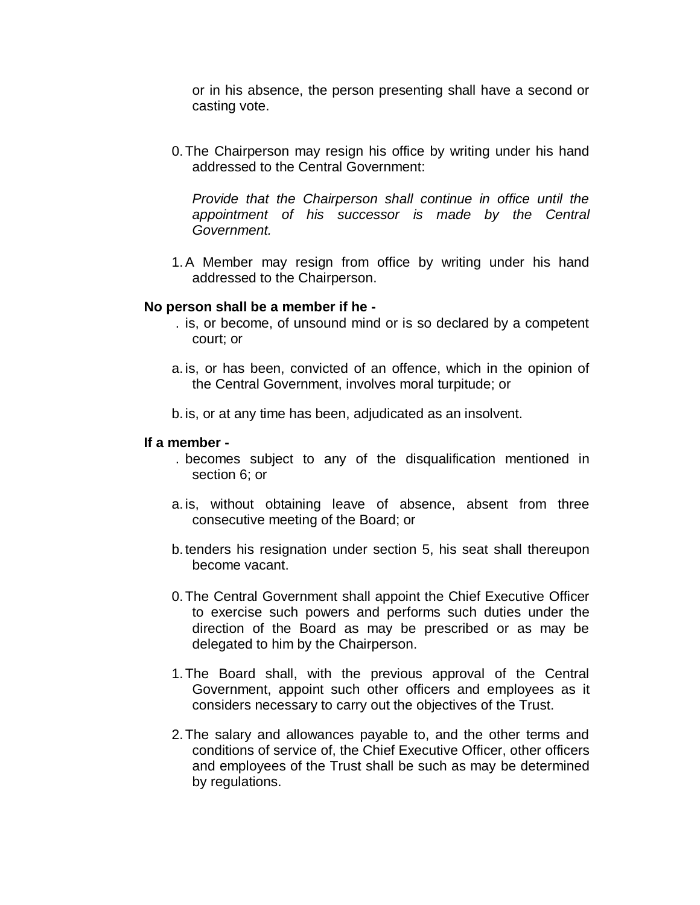or in his absence, the person presenting shall have a second or casting vote.

0. The Chairperson may resign his office by writing under his hand addressed to the Central Government:

   *Provide that the Chairperson shall continue in office until the appointment of his successor is made by the Central Government.*

1. A Member may resign from office by writing under his hand addressed to the Chairperson.

**No person shall be a member if he -**

. is, or become, of unsound mind or is so declared by a competent court; or

a. is, or has been, convicted of an offence, which in the opinion of the Central Government, involves moral turpitude; or

b. is, or at any time has been, adjudicated as an insolvent.

**If a member -**

. becomes subject to any of the disqualification mentioned in section 6; or

a. is, without obtaining leave of absence, absent from three consecutive meeting of the Board; or

b. tenders his resignation under section 5, his seat shall thereupon become vacant.

0. The Central Government shall appoint the Chief Executive Officer to exercise such powers and performs such duties under the direction of the Board as may be prescribed or as may be delegated to him by the Chairperson.

1. The Board shall, with the previous approval of the Central Government, appoint such other officers and employees as it considers necessary to carry out the objectives of the Trust.

2. The salary and allowances payable to, and the other terms and conditions of service of, the Chief Executive Officer, other officers and employees of the Trust shall be such as may be determined by regulations.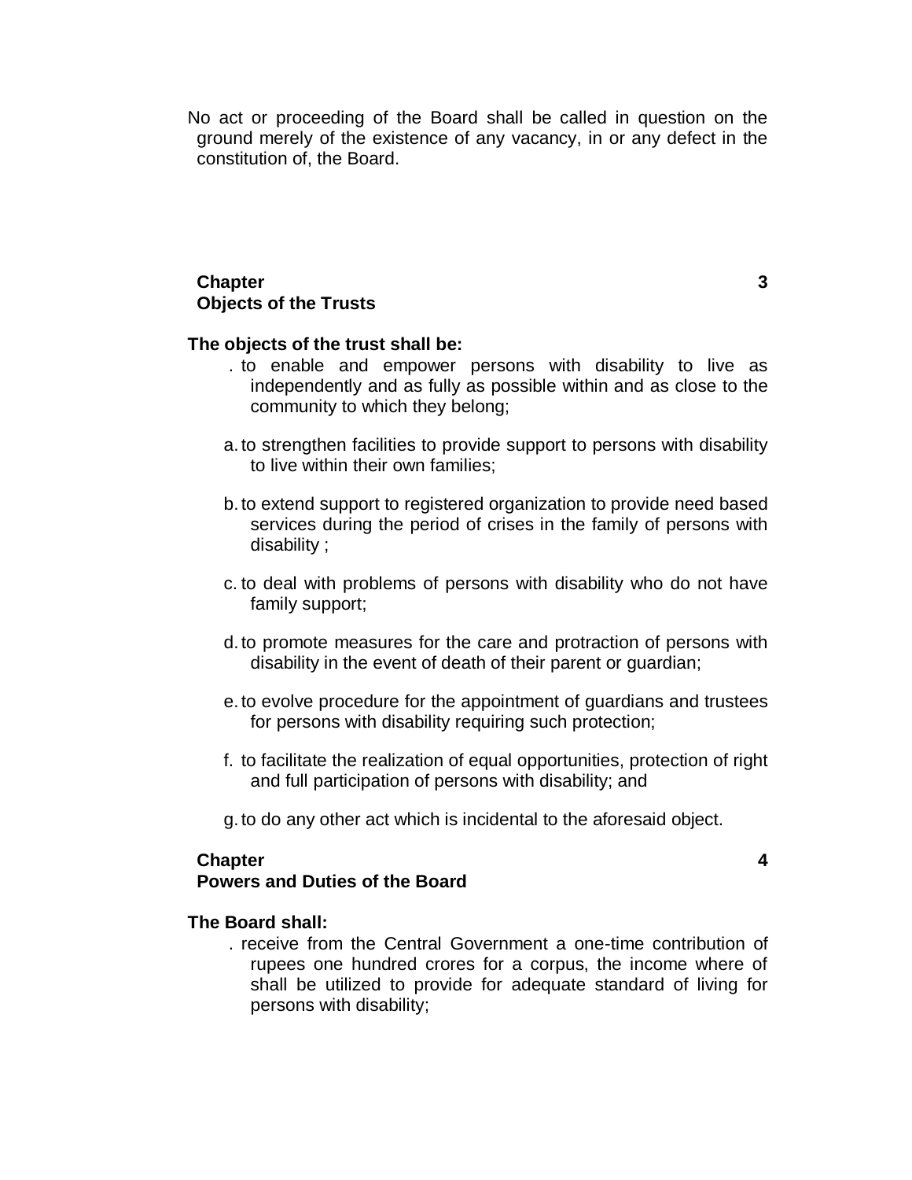No act or proceeding of the Board shall be called in question on the ground merely of the existence of any vacancy, in or any defect in the constitution of, the Board.

## Chapter 3
## Objects of the Trusts

**The objects of the trust shall be:**

. to enable and empower persons with disability to live as independently and as fully as possible within and as close to the community to which they belong;

a. to strengthen facilities to provide support to persons with disability to live within their own families;

b. to extend support to registered organization to provide need based services during the period of crises in the family of persons with disability ;

c. to deal with problems of persons with disability who do not have family support;

d. to promote measures for the care and protraction of persons with disability in the event of death of their parent or guardian;

e. to evolve procedure for the appointment of guardians and trustees for persons with disability requiring such protection;

f. to facilitate the realization of equal opportunities, protection of right and full participation of persons with disability; and

g. to do any other act which is incidental to the aforesaid object.

## Chapter 4
## Powers and Duties of the Board

**The Board shall:**

. receive from the Central Government a one-time contribution of rupees one hundred crores for a corpus, the income where of shall be utilized to provide for adequate standard of living for persons with disability;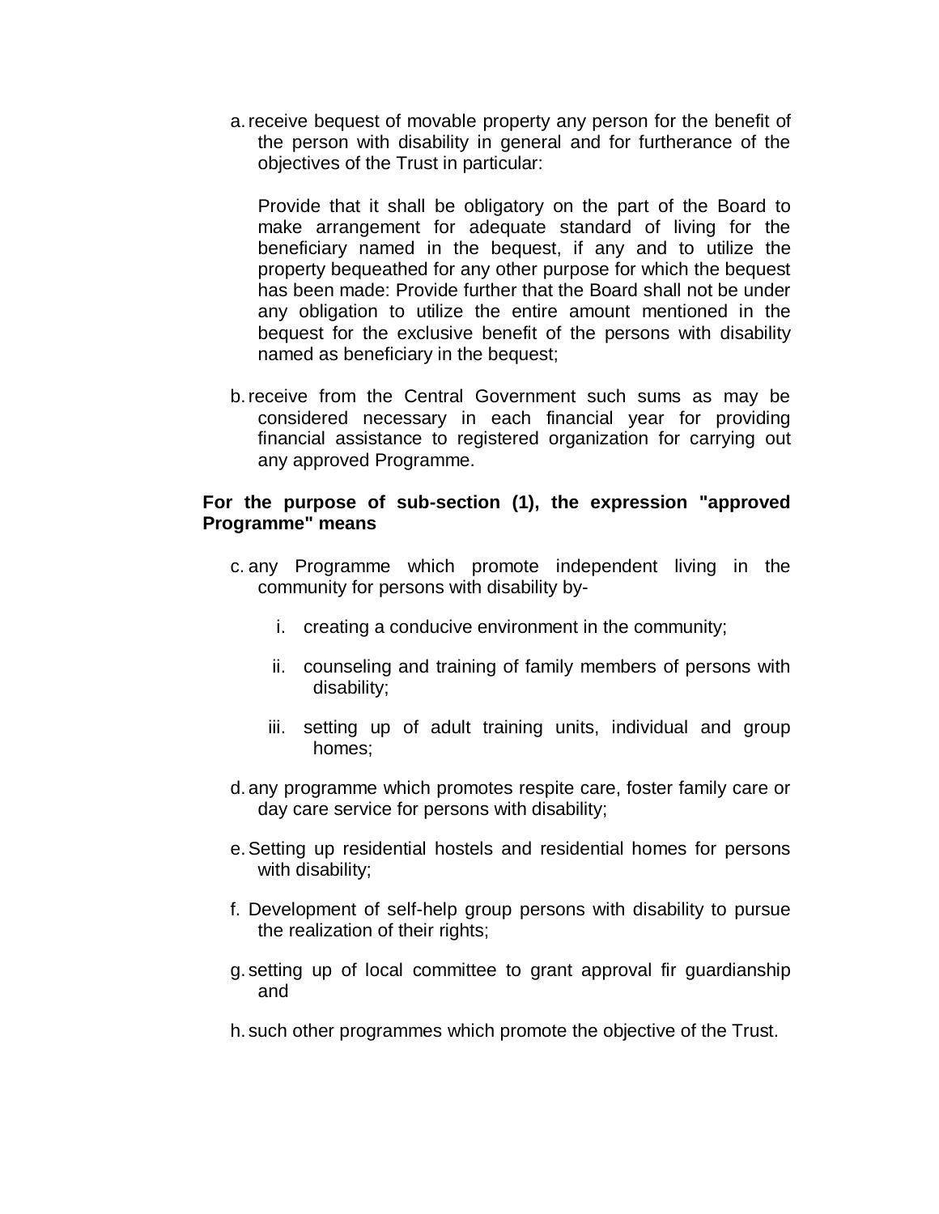a. receive bequest of movable property any person for the benefit of the person with disability in general and for furtherance of the objectives of the Trust in particular:

   Provide that it shall be obligatory on the part of the Board to make arrangement for adequate standard of living for the beneficiary named in the bequest, if any and to utilize the property bequeathed for any other purpose for which the bequest has been made: Provide further that the Board shall not be under any obligation to utilize the entire amount mentioned in the bequest for the exclusive benefit of the persons with disability named as beneficiary in the bequest;

b. receive from the Central Government such sums as may be considered necessary in each financial year for providing financial assistance to registered organization for carrying out any approved Programme.

**For the purpose of sub-section (1), the expression "approved Programme" means**

c. any Programme which promote independent living in the community for persons with disability by-

   i. creating a conducive environment in the community;

   ii. counseling and training of family members of persons with disability;

   iii. setting up of adult training units, individual and group homes;

d. any programme which promotes respite care, foster family care or day care service for persons with disability;

e. Setting up residential hostels and residential homes for persons with disability;

f. Development of self-help group persons with disability to pursue the realization of their rights;

g. setting up of local committee to grant approval fir guardianship and

h. such other programmes which promote the objective of the Trust.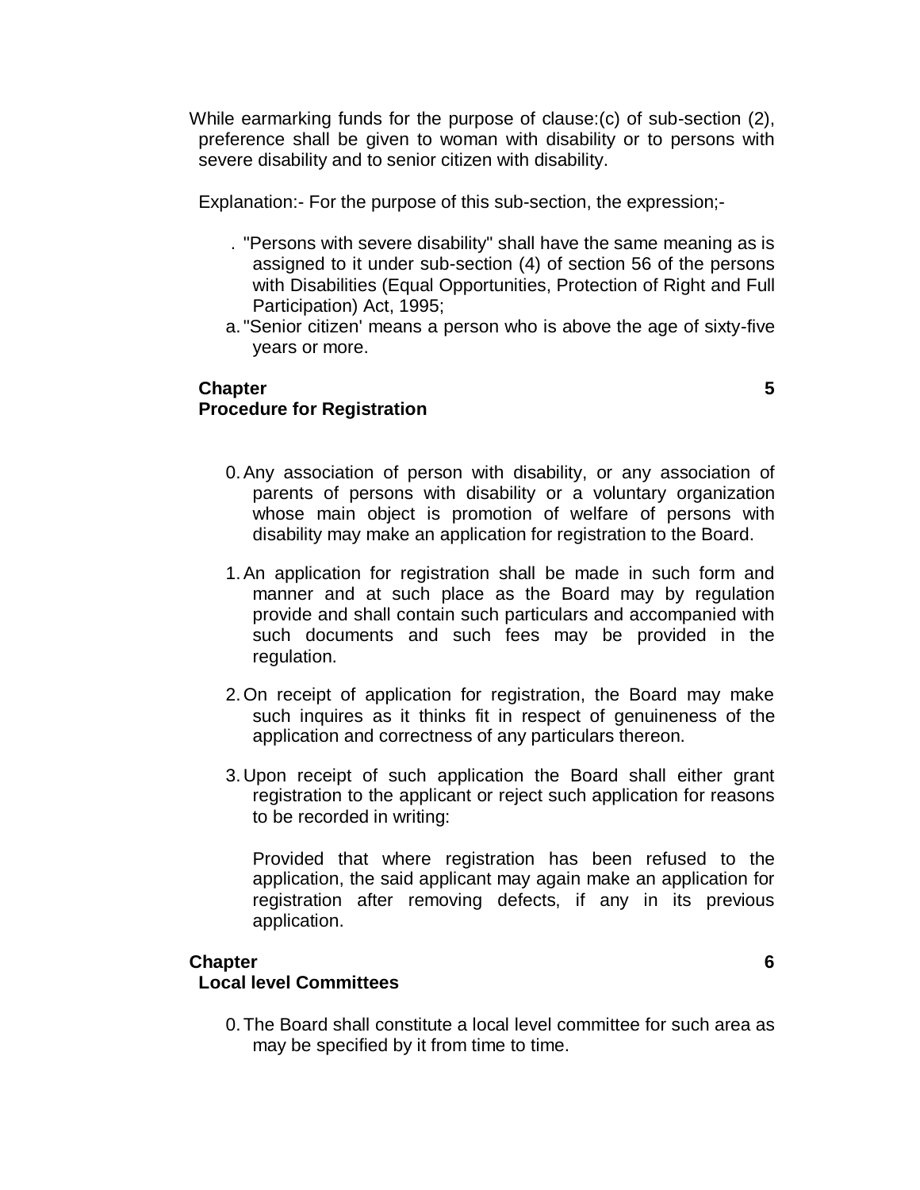While earmarking funds for the purpose of clause:(c) of sub-section (2), preference shall be given to woman with disability or to persons with severe disability and to senior citizen with disability.

Explanation:- For the purpose of this sub-section, the expression;-

. "Persons with severe disability" shall have the same meaning as is assigned to it under sub-section (4) of section 56 of the persons with Disabilities (Equal Opportunities, Protection of Right and Full Participation) Act, 1995;

a. "Senior citizen' means a person who is above the age of sixty-five years or more.

## Chapter 5
## Procedure for Registration

0. Any association of person with disability, or any association of parents of persons with disability or a voluntary organization whose main object is promotion of welfare of persons with disability may make an application for registration to the Board.

1. An application for registration shall be made in such form and manner and at such place as the Board may by regulation provide and shall contain such particulars and accompanied with such documents and such fees may be provided in the regulation.

2. On receipt of application for registration, the Board may make such inquires as it thinks fit in respect of genuineness of the application and correctness of any particulars thereon.

3. Upon receipt of such application the Board shall either grant registration to the applicant or reject such application for reasons to be recorded in writing:

   Provided that where registration has been refused to the application, the said applicant may again make an application for registration after removing defects, if any in its previous application.

## Chapter 6
## Local level Committees

0. The Board shall constitute a local level committee for such area as may be specified by it from time to time.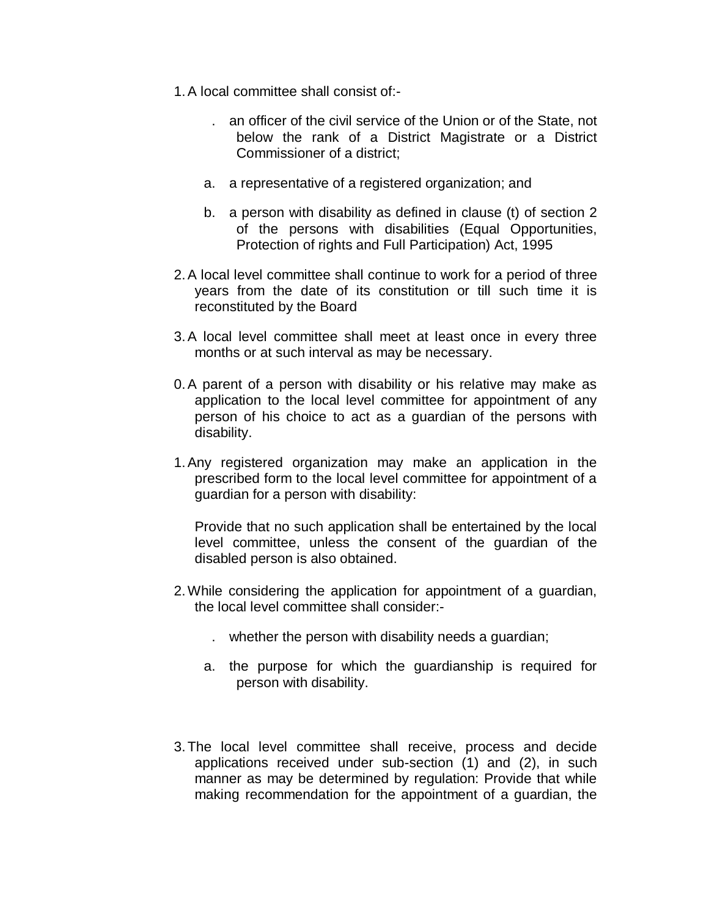1. A local committee shall consist of:-

   . an officer of the civil service of the Union or of the State, not below the rank of a District Magistrate or a District Commissioner of a district;

   a. a representative of a registered organization; and

   b. a person with disability as defined in clause (t) of section 2 of the persons with disabilities (Equal Opportunities, Protection of rights and Full Participation) Act, 1995

2. A local level committee shall continue to work for a period of three years from the date of its constitution or till such time it is reconstituted by the Board

3. A local level committee shall meet at least once in every three months or at such interval as may be necessary.

0. A parent of a person with disability or his relative may make as application to the local level committee for appointment of any person of his choice to act as a guardian of the persons with disability.

1. Any registered organization may make an application in the prescribed form to the local level committee for appointment of a guardian for a person with disability:

   Provide that no such application shall be entertained by the local level committee, unless the consent of the guardian of the disabled person is also obtained.

2. While considering the application for appointment of a guardian, the local level committee shall consider:-

   . whether the person with disability needs a guardian;

   a. the purpose for which the guardianship is required for person with disability.

3. The local level committee shall receive, process and decide applications received under sub-section (1) and (2), in such manner as may be determined by regulation: Provide that while making recommendation for the appointment of a guardian, the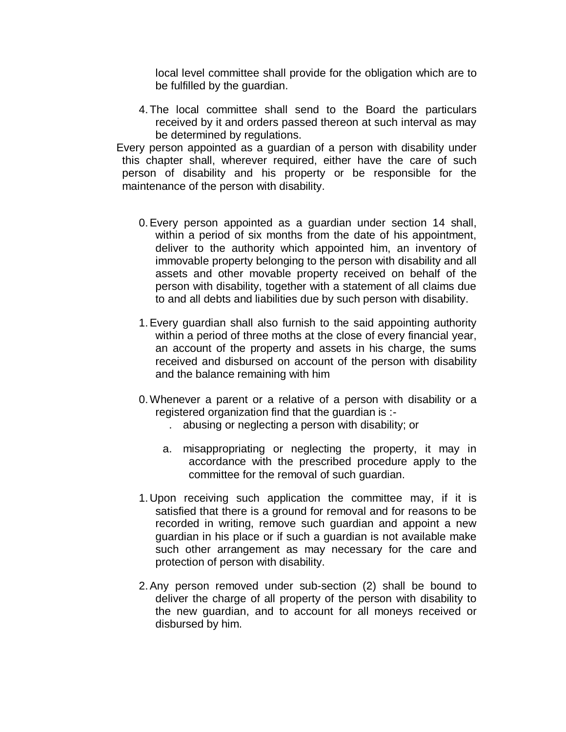local level committee shall provide for the obligation which are to be fulfilled by the guardian.

4. The local committee shall send to the Board the particulars received by it and orders passed thereon at such interval as may be determined by regulations.

Every person appointed as a guardian of a person with disability under this chapter shall, wherever required, either have the care of such person of disability and his property or be responsible for the maintenance of the person with disability.

0. Every person appointed as a guardian under section 14 shall, within a period of six months from the date of his appointment, deliver to the authority which appointed him, an inventory of immovable property belonging to the person with disability and all assets and other movable property received on behalf of the person with disability, together with a statement of all claims due to and all debts and liabilities due by such person with disability.

1. Every guardian shall also furnish to the said appointing authority within a period of three moths at the close of every financial year, an account of the property and assets in his charge, the sums received and disbursed on account of the person with disability and the balance remaining with him

0. Whenever a parent or a relative of a person with disability or a registered organization find that the guardian is :-
   . abusing or neglecting a person with disability; or
   a. misappropriating or neglecting the property, it may in accordance with the prescribed procedure apply to the committee for the removal of such guardian.

1. Upon receiving such application the committee may, if it is satisfied that there is a ground for removal and for reasons to be recorded in writing, remove such guardian and appoint a new guardian in his place or if such a guardian is not available make such other arrangement as may necessary for the care and protection of person with disability.

2. Any person removed under sub-section (2) shall be bound to deliver the charge of all property of the person with disability to the new guardian, and to account for all moneys received or disbursed by him.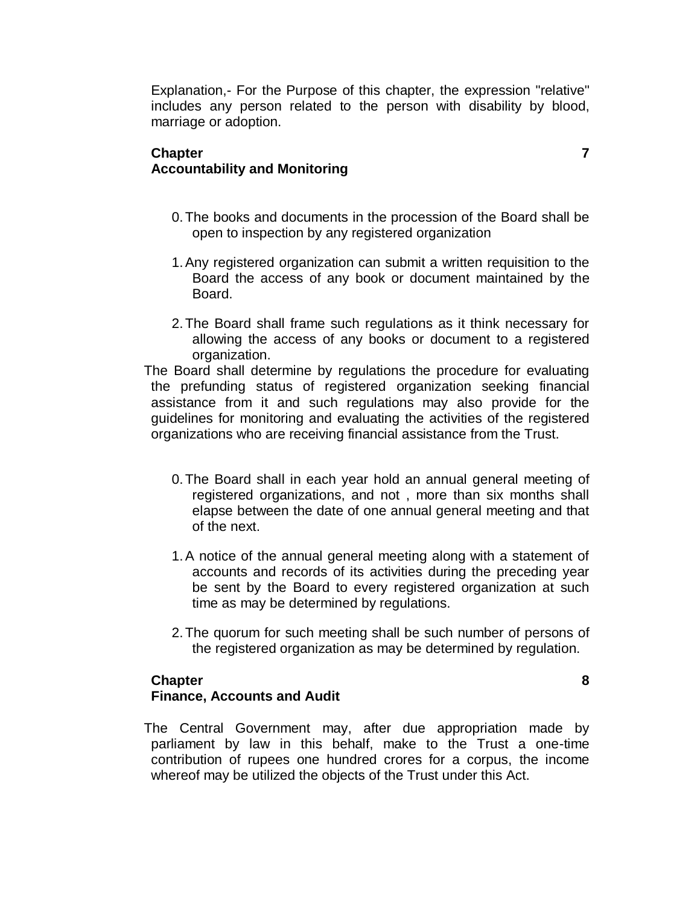Explanation,- For the Purpose of this chapter, the expression "relative" includes any person related to the person with disability by blood, marriage or adoption.

## Chapter 7
## Accountability and Monitoring

0. The books and documents in the procession of the Board shall be open to inspection by any registered organization

1. Any registered organization can submit a written requisition to the Board the access of any book or document maintained by the Board.

2. The Board shall frame such regulations as it think necessary for allowing the access of any books or document to a registered organization.

The Board shall determine by regulations the procedure for evaluating the prefunding status of registered organization seeking financial assistance from it and such regulations may also provide for the guidelines for monitoring and evaluating the activities of the registered organizations who are receiving financial assistance from the Trust.

0. The Board shall in each year hold an annual general meeting of registered organizations, and not , more than six months shall elapse between the date of one annual general meeting and that of the next.

1. A notice of the annual general meeting along with a statement of accounts and records of its activities during the preceding year be sent by the Board to every registered organization at such time as may be determined by regulations.

2. The quorum for such meeting shall be such number of persons of the registered organization as may be determined by regulation.

## Chapter 8
## Finance, Accounts and Audit

The Central Government may, after due appropriation made by parliament by law in this behalf, make to the Trust a one-time contribution of rupees one hundred crores for a corpus, the income whereof may be utilized the objects of the Trust under this Act.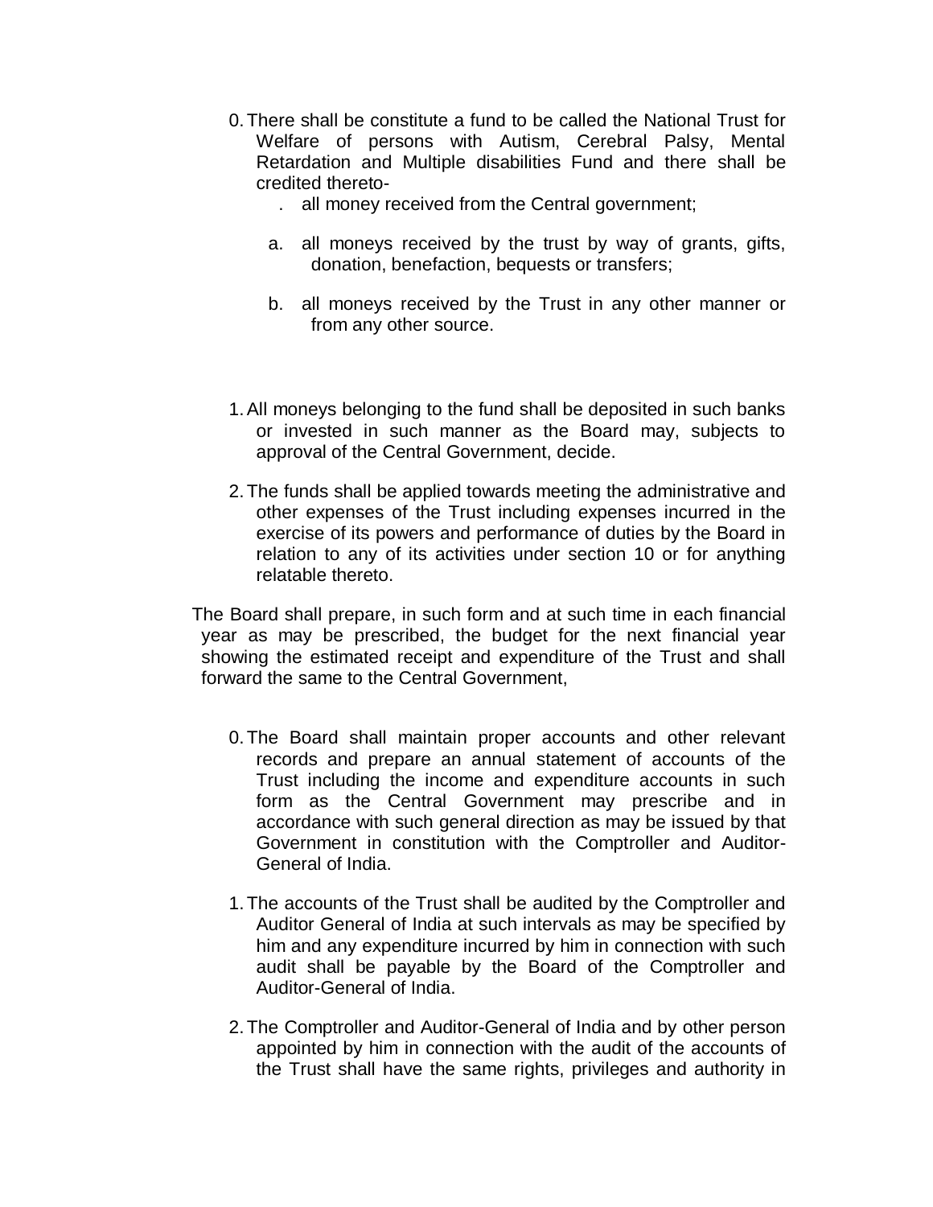0. There shall be constitute a fund to be called the National Trust for Welfare of persons with Autism, Cerebral Palsy, Mental Retardation and Multiple disabilities Fund and there shall be credited thereto-

   . all money received from the Central government;

   a. all moneys received by the trust by way of grants, gifts, donation, benefaction, bequests or transfers;

   b. all moneys received by the Trust in any other manner or from any other source.

1. All moneys belonging to the fund shall be deposited in such banks or invested in such manner as the Board may, subjects to approval of the Central Government, decide.

2. The funds shall be applied towards meeting the administrative and other expenses of the Trust including expenses incurred in the exercise of its powers and performance of duties by the Board in relation to any of its activities under section 10 or for anything relatable thereto.

The Board shall prepare, in such form and at such time in each financial year as may be prescribed, the budget for the next financial year showing the estimated receipt and expenditure of the Trust and shall forward the same to the Central Government,

0. The Board shall maintain proper accounts and other relevant records and prepare an annual statement of accounts of the Trust including the income and expenditure accounts in such form as the Central Government may prescribe and in accordance with such general direction as may be issued by that Government in constitution with the Comptroller and Auditor-General of India.

1. The accounts of the Trust shall be audited by the Comptroller and Auditor General of India at such intervals as may be specified by him and any expenditure incurred by him in connection with such audit shall be payable by the Board of the Comptroller and Auditor-General of India.

2. The Comptroller and Auditor-General of India and by other person appointed by him in connection with the audit of the accounts of the Trust shall have the same rights, privileges and authority in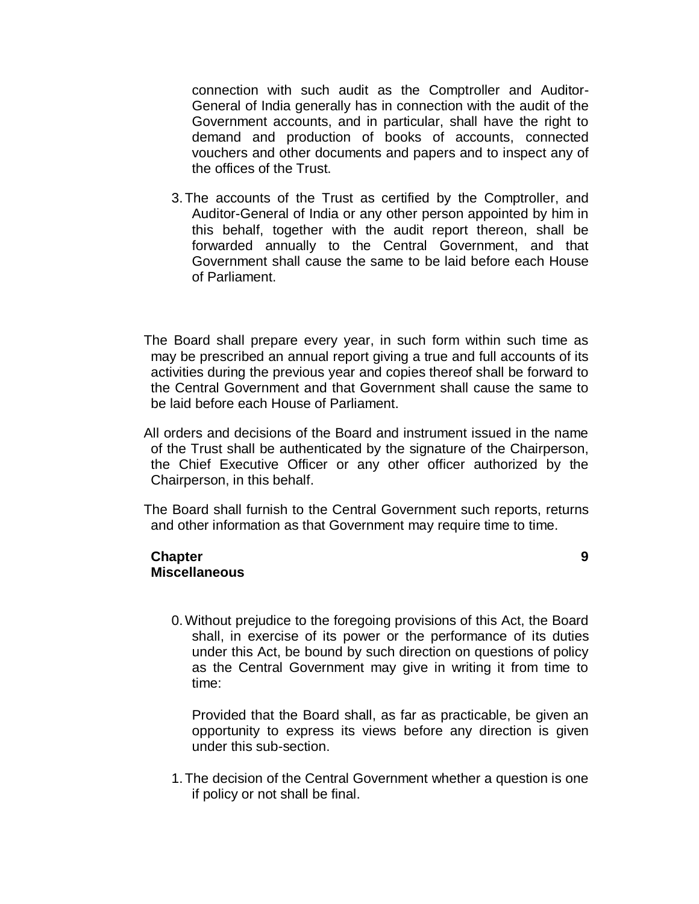connection with such audit as the Comptroller and Auditor-General of India generally has in connection with the audit of the Government accounts, and in particular, shall have the right to demand and production of books of accounts, connected vouchers and other documents and papers and to inspect any of the offices of the Trust.

3. The accounts of the Trust as certified by the Comptroller, and Auditor-General of India or any other person appointed by him in this behalf, together with the audit report thereon, shall be forwarded annually to the Central Government, and that Government shall cause the same to be laid before each House of Parliament.

The Board shall prepare every year, in such form within such time as may be prescribed an annual report giving a true and full accounts of its activities during the previous year and copies thereof shall be forward to the Central Government and that Government shall cause the same to be laid before each House of Parliament.

All orders and decisions of the Board and instrument issued in the name of the Trust shall be authenticated by the signature of the Chairperson, the Chief Executive Officer or any other officer authorized by the Chairperson, in this behalf.

The Board shall furnish to the Central Government such reports, returns and other information as that Government may require time to time.

## Chapter 9 Miscellaneous

0. Without prejudice to the foregoing provisions of this Act, the Board shall, in exercise of its power or the performance of its duties under this Act, be bound by such direction on questions of policy as the Central Government may give in writing it from time to time:

   Provided that the Board shall, as far as practicable, be given an opportunity to express its views before any direction is given under this sub-section.

1. The decision of the Central Government whether a question is one if policy or not shall be final.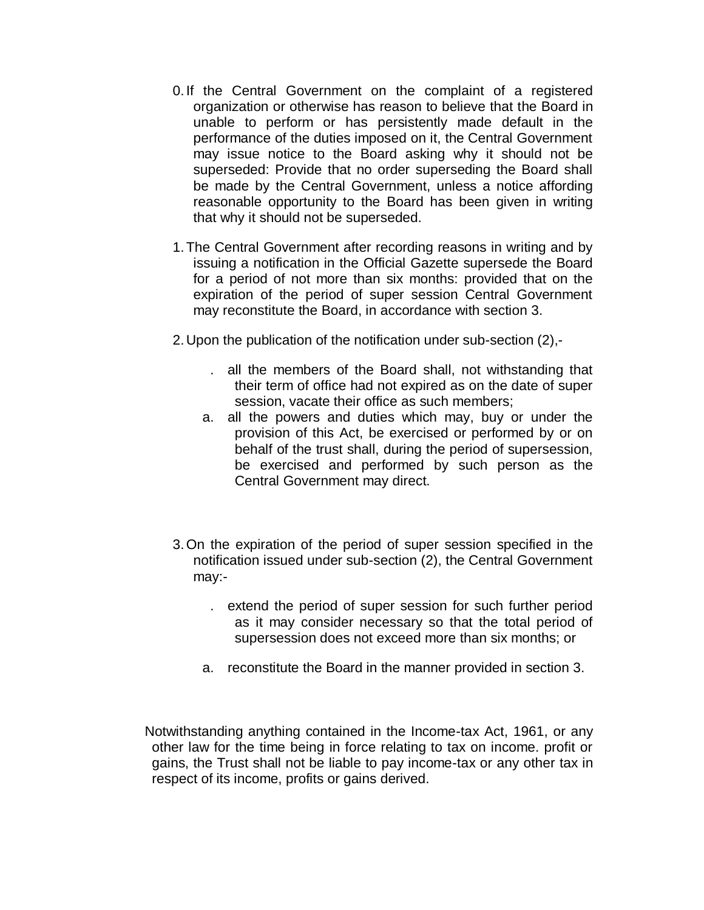0. If the Central Government on the complaint of a registered organization or otherwise has reason to believe that the Board in unable to perform or has persistently made default in the performance of the duties imposed on it, the Central Government may issue notice to the Board asking why it should not be superseded: Provide that no order superseding the Board shall be made by the Central Government, unless a notice affording reasonable opportunity to the Board has been given in writing that why it should not be superseded.

1. The Central Government after recording reasons in writing and by issuing a notification in the Official Gazette supersede the Board for a period of not more than six months: provided that on the expiration of the period of super session Central Government may reconstitute the Board, in accordance with section 3.

2. Upon the publication of the notification under sub-section (2),-

   . all the members of the Board shall, not withstanding that their term of office had not expired as on the date of super session, vacate their office as such members;

   a. all the powers and duties which may, buy or under the provision of this Act, be exercised or performed by or on behalf of the trust shall, during the period of supersession, be exercised and performed by such person as the Central Government may direct.

3. On the expiration of the period of super session specified in the notification issued under sub-section (2), the Central Government may:-

   . extend the period of super session for such further period as it may consider necessary so that the total period of supersession does not exceed more than six months; or

   a. reconstitute the Board in the manner provided in section 3.

Notwithstanding anything contained in the Income-tax Act, 1961, or any other law for the time being in force relating to tax on income. profit or gains, the Trust shall not be liable to pay income-tax or any other tax in respect of its income, profits or gains derived.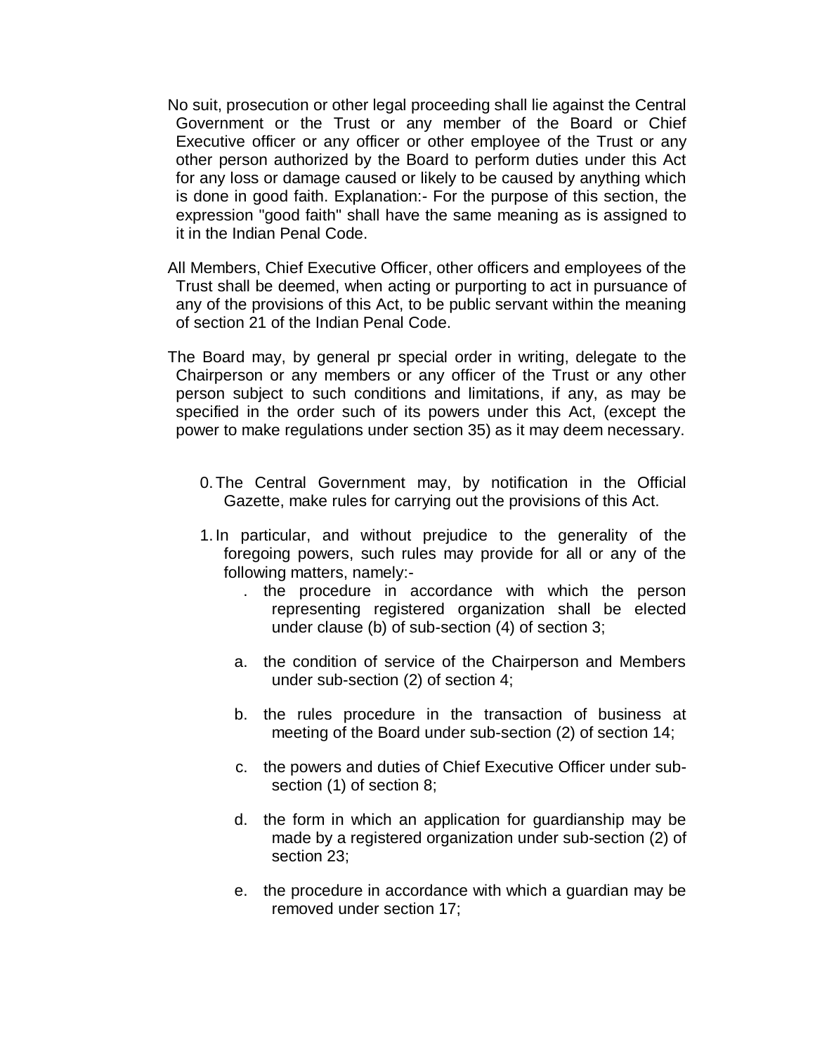No suit, prosecution or other legal proceeding shall lie against the Central Government or the Trust or any member of the Board or Chief Executive officer or any officer or other employee of the Trust or any other person authorized by the Board to perform duties under this Act for any loss or damage caused or likely to be caused by anything which is done in good faith. Explanation:- For the purpose of this section, the expression "good faith" shall have the same meaning as is assigned to it in the Indian Penal Code.

All Members, Chief Executive Officer, other officers and employees of the Trust shall be deemed, when acting or purporting to act in pursuance of any of the provisions of this Act, to be public servant within the meaning of section 21 of the Indian Penal Code.

The Board may, by general pr special order in writing, delegate to the Chairperson or any members or any officer of the Trust or any other person subject to such conditions and limitations, if any, as may be specified in the order such of its powers under this Act, (except the power to make regulations under section 35) as it may deem necessary.

0. The Central Government may, by notification in the Official Gazette, make rules for carrying out the provisions of this Act.

1. In particular, and without prejudice to the generality of the foregoing powers, such rules may provide for all or any of the following matters, namely:-

   . the procedure in accordance with which the person representing registered organization shall be elected under clause (b) of sub-section (4) of section 3;

   a. the condition of service of the Chairperson and Members under sub-section (2) of section 4;

   b. the rules procedure in the transaction of business at meeting of the Board under sub-section (2) of section 14;

   c. the powers and duties of Chief Executive Officer under sub-section (1) of section 8;

   d. the form in which an application for guardianship may be made by a registered organization under sub-section (2) of section 23;

   e. the procedure in accordance with which a guardian may be removed under section 17;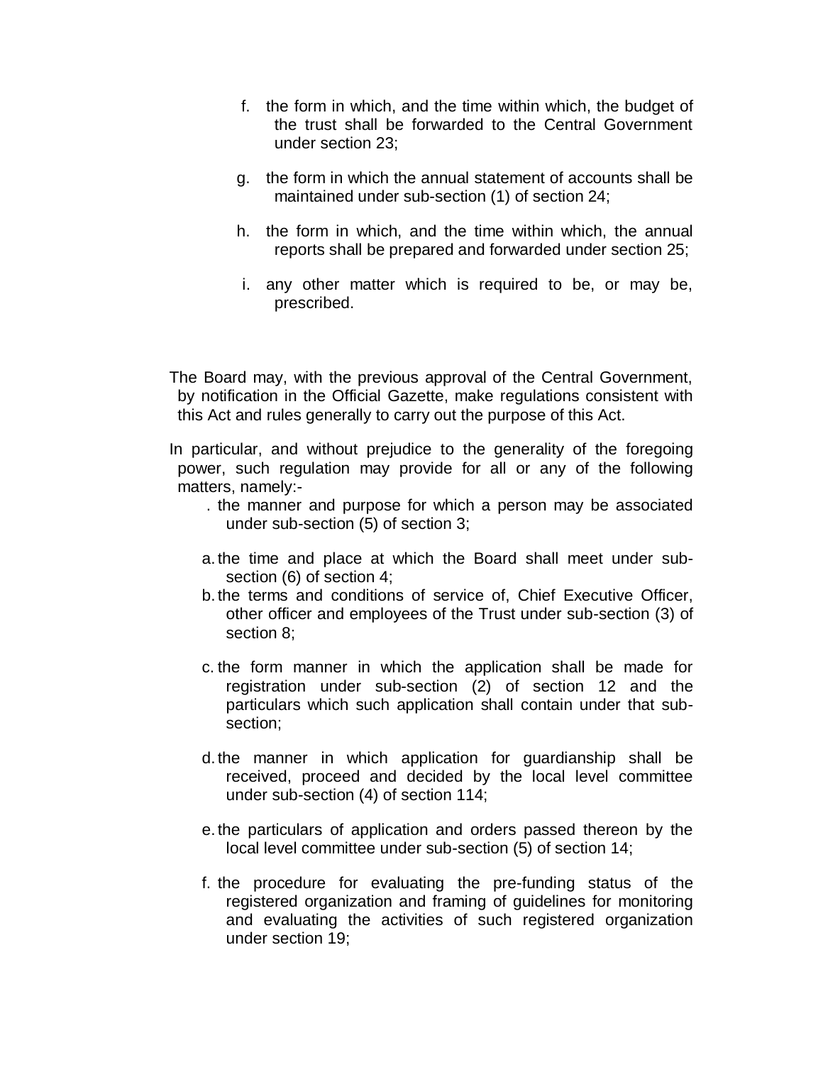f. the form in which, and the time within which, the budget of the trust shall be forwarded to the Central Government under section 23;

g. the form in which the annual statement of accounts shall be maintained under sub-section (1) of section 24;

h. the form in which, and the time within which, the annual reports shall be prepared and forwarded under section 25;

i. any other matter which is required to be, or may be, prescribed.

The Board may, with the previous approval of the Central Government, by notification in the Official Gazette, make regulations consistent with this Act and rules generally to carry out the purpose of this Act.

In particular, and without prejudice to the generality of the foregoing power, such regulation may provide for all or any of the following matters, namely:-

. the manner and purpose for which a person may be associated under sub-section (5) of section 3;

a. the time and place at which the Board shall meet under sub-section (6) of section 4;

b. the terms and conditions of service of, Chief Executive Officer, other officer and employees of the Trust under sub-section (3) of section 8;

c. the form manner in which the application shall be made for registration under sub-section (2) of section 12 and the particulars which such application shall contain under that sub-section;

d. the manner in which application for guardianship shall be received, proceed and decided by the local level committee under sub-section (4) of section 114;

e. the particulars of application and orders passed thereon by the local level committee under sub-section (5) of section 14;

f. the procedure for evaluating the pre-funding status of the registered organization and framing of guidelines for monitoring and evaluating the activities of such registered organization under section 19;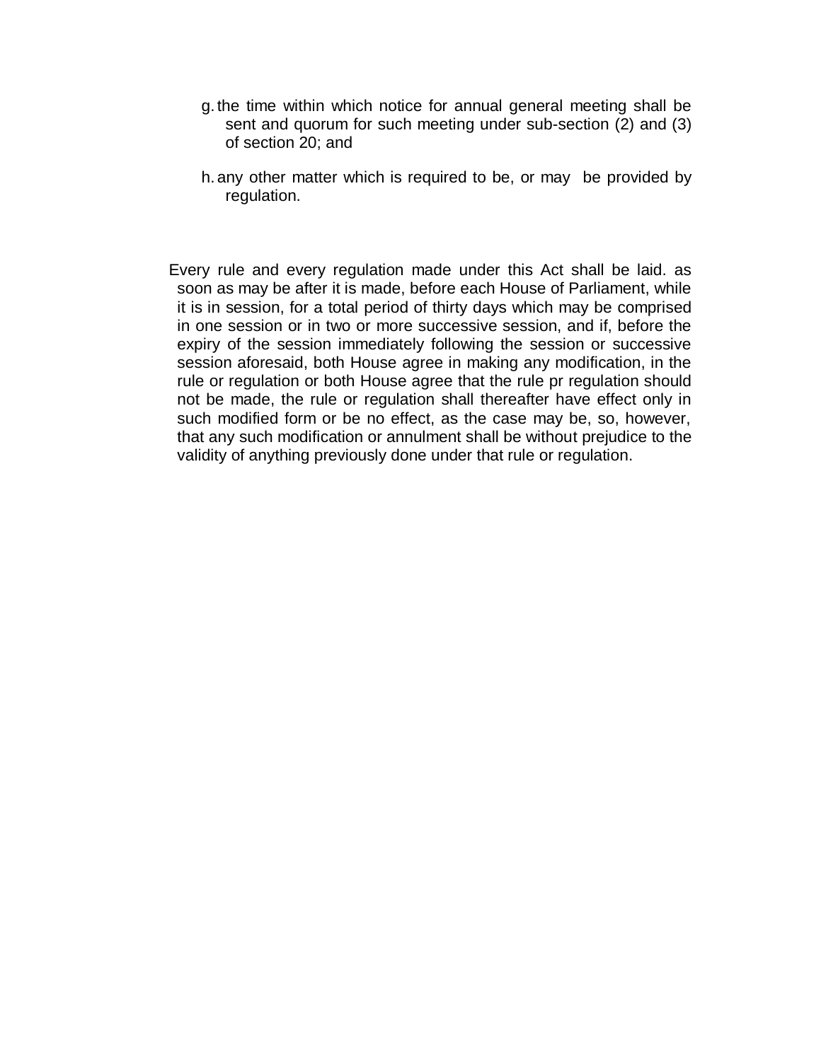g. the time within which notice for annual general meeting shall be sent and quorum for such meeting under sub-section (2) and (3) of section 20; and

h. any other matter which is required to be, or may be provided by regulation.

Every rule and every regulation made under this Act shall be laid. as soon as may be after it is made, before each House of Parliament, while it is in session, for a total period of thirty days which may be comprised in one session or in two or more successive session, and if, before the expiry of the session immediately following the session or successive session aforesaid, both House agree in making any modification, in the rule or regulation or both House agree that the rule pr regulation should not be made, the rule or regulation shall thereafter have effect only in such modified form or be no effect, as the case may be, so, however, that any such modification or annulment shall be without prejudice to the validity of anything previously done under that rule or regulation.